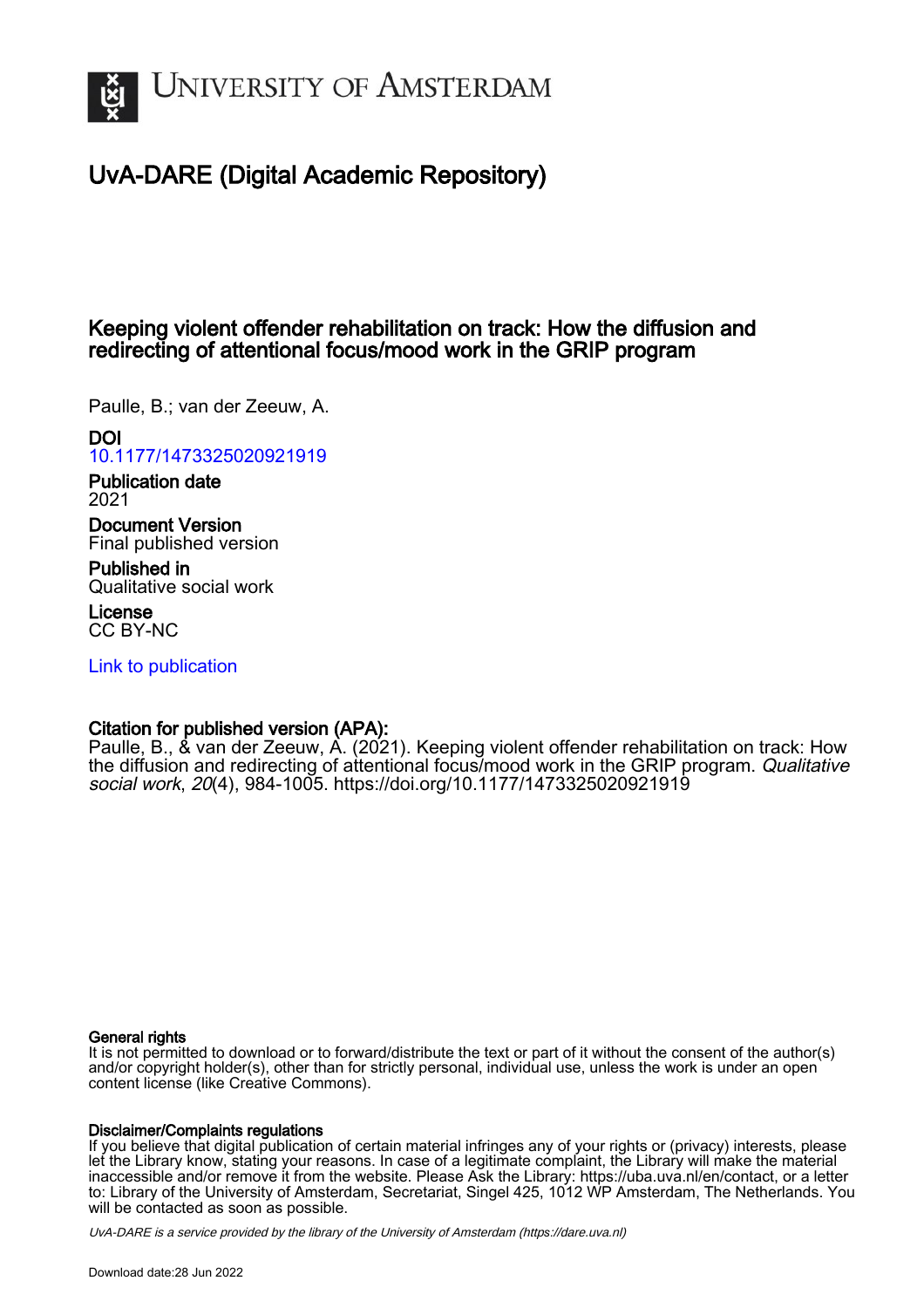UNIVERSITY OF AMSTERDAM

# UvA-DARE (Digital Academic Repository)

## Keeping violent offender rehabilitation on track: How the diffusion and redirecting of attentional focus/mood work in the GRIP program

Paulle, B.; van der Zeeuw, A.

**DOI**
10.1177/1473325020921919

**Publication date**
2021

**Document Version**
Final published version

**Published in**
Qualitative social work

**License**
CC BY-NC

Link to publication

**Citation for published version (APA):**
Paulle, B., & van der Zeeuw, A. (2021). Keeping violent offender rehabilitation on track: How the diffusion and redirecting of attentional focus/mood work in the GRIP program. *Qualitative social work*, *20*(4), 984-1005. https://doi.org/10.1177/1473325020921919

**General rights**
It is not permitted to download or to forward/distribute the text or part of it without the consent of the author(s) and/or copyright holder(s), other than for strictly personal, individual use, unless the work is under an open content license (like Creative Commons).

**Disclaimer/Complaints regulations**
If you believe that digital publication of certain material infringes any of your rights or (privacy) interests, please let the Library know, stating your reasons. In case of a legitimate complaint, the Library will make the material inaccessible and/or remove it from the website. Please Ask the Library: https://uba.uva.nl/en/contact, or a letter to: Library of the University of Amsterdam, Secretariat, Singel 425, 1012 WP Amsterdam, The Netherlands. You will be contacted as soon as possible.

*UvA-DARE is a service provided by the library of the University of Amsterdam (https://dare.uva.nl)*

Download date:28 Jun 2022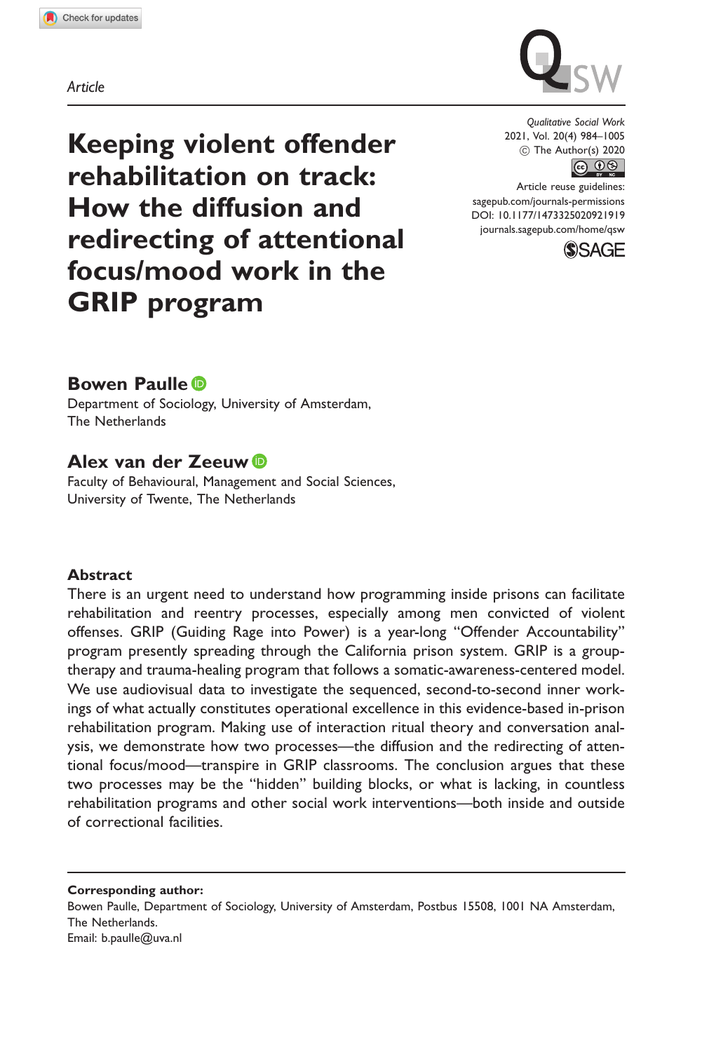Article

# Keeping violent offender rehabilitation on track: How the diffusion and redirecting of attentional focus/mood work in the GRIP program

**Bowen Paulle**
Department of Sociology, University of Amsterdam, The Netherlands

**Alex van der Zeeuw**
Faculty of Behavioural, Management and Social Sciences, University of Twente, The Netherlands

## Abstract

There is an urgent need to understand how programming inside prisons can facilitate rehabilitation and reentry processes, especially among men convicted of violent offenses. GRIP (Guiding Rage into Power) is a year-long "Offender Accountability" program presently spreading through the California prison system. GRIP is a group-therapy and trauma-healing program that follows a somatic-awareness-centered model. We use audiovisual data to investigate the sequenced, second-to-second inner workings of what actually constitutes operational excellence in this evidence-based in-prison rehabilitation program. Making use of interaction ritual theory and conversation analysis, we demonstrate how two processes—the diffusion and the redirecting of attentional focus/mood—transpire in GRIP classrooms. The conclusion argues that these two processes may be the "hidden" building blocks, or what is lacking, in countless rehabilitation programs and other social work interventions—both inside and outside of correctional facilities.

**Corresponding author:**
Bowen Paulle, Department of Sociology, University of Amsterdam, Postbus 15508, 1001 NA Amsterdam, The Netherlands.
Email: b.paulle@uva.nl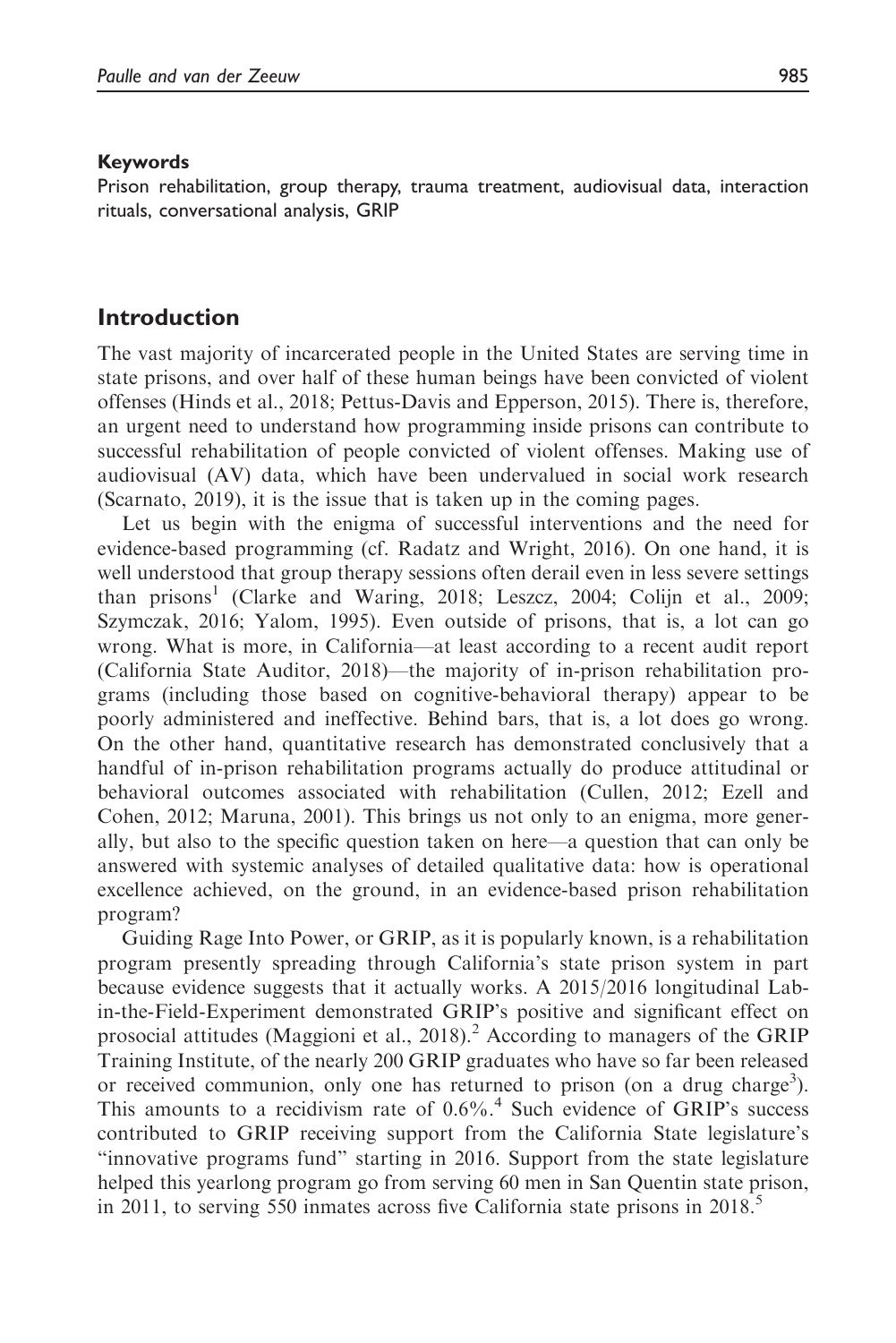#### Keywords

Prison rehabilitation, group therapy, trauma treatment, audiovisual data, interaction rituals, conversational analysis, GRIP

## Introduction

The vast majority of incarcerated people in the United States are serving time in state prisons, and over half of these human beings have been convicted of violent offenses (Hinds et al., 2018; Pettus-Davis and Epperson, 2015). There is, therefore, an urgent need to understand how programming inside prisons can contribute to successful rehabilitation of people convicted of violent offenses. Making use of audiovisual (AV) data, which have been undervalued in social work research (Scarnato, 2019), it is the issue that is taken up in the coming pages.

Let us begin with the enigma of successful interventions and the need for evidence-based programming (cf. Radatz and Wright, 2016). On one hand, it is well understood that group therapy sessions often derail even in less severe settings than prisons[1] (Clarke and Waring, 2018; Leszcz, 2004; Colijn et al., 2009; Szymczak, 2016; Yalom, 1995). Even outside of prisons, that is, a lot can go wrong. What is more, in California—at least according to a recent audit report (California State Auditor, 2018)—the majority of in-prison rehabilitation programs (including those based on cognitive-behavioral therapy) appear to be poorly administered and ineffective. Behind bars, that is, a lot does go wrong. On the other hand, quantitative research has demonstrated conclusively that a handful of in-prison rehabilitation programs actually do produce attitudinal or behavioral outcomes associated with rehabilitation (Cullen, 2012; Ezell and Cohen, 2012; Maruna, 2001). This brings us not only to an enigma, more generally, but also to the specific question taken on here—a question that can only be answered with systemic analyses of detailed qualitative data: how is operational excellence achieved, on the ground, in an evidence-based prison rehabilitation program?

Guiding Rage Into Power, or GRIP, as it is popularly known, is a rehabilitation program presently spreading through California's state prison system in part because evidence suggests that it actually works. A 2015/2016 longitudinal Lab-in-the-Field-Experiment demonstrated GRIP's positive and significant effect on prosocial attitudes (Maggioni et al., 2018).[2] According to managers of the GRIP Training Institute, of the nearly 200 GRIP graduates who have so far been released or received communion, only one has returned to prison (on a drug charge[3]). This amounts to a recidivism rate of 0.6%.[4] Such evidence of GRIP's success contributed to GRIP receiving support from the California State legislature's "innovative programs fund" starting in 2016. Support from the state legislature helped this yearlong program go from serving 60 men in San Quentin state prison, in 2011, to serving 550 inmates across five California state prisons in 2018.[5]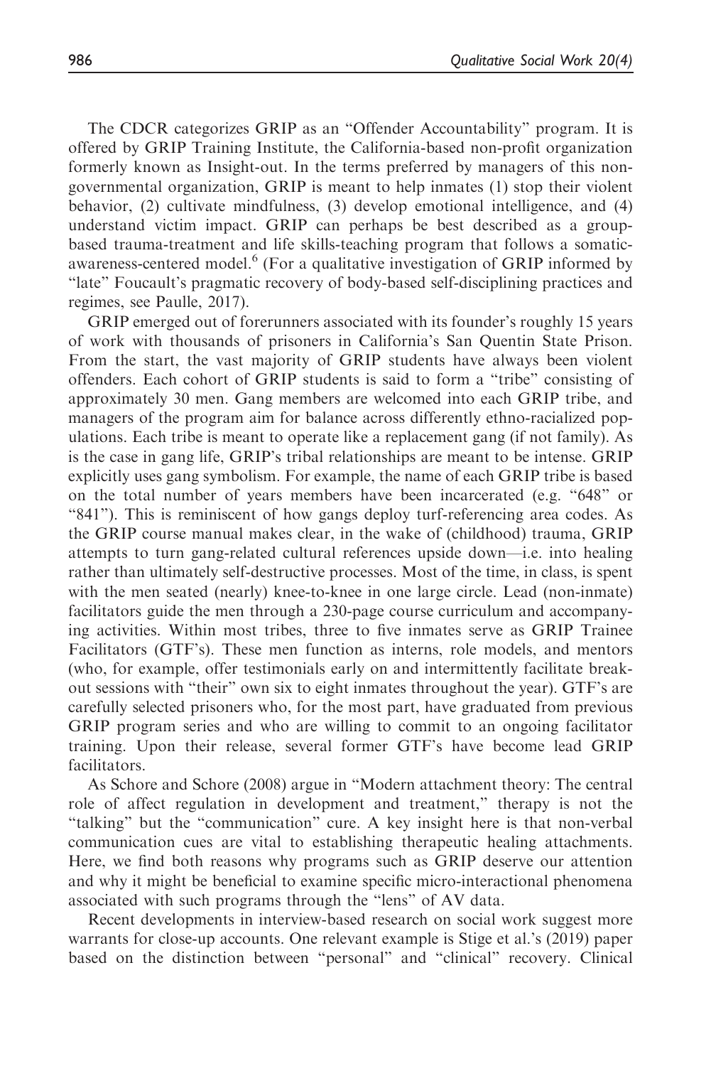The CDCR categorizes GRIP as an "Offender Accountability" program. It is offered by GRIP Training Institute, the California-based non-profit organization formerly known as Insight-out. In the terms preferred by managers of this non-governmental organization, GRIP is meant to help inmates (1) stop their violent behavior, (2) cultivate mindfulness, (3) develop emotional intelligence, and (4) understand victim impact. GRIP can perhaps be best described as a group-based trauma-treatment and life skills-teaching program that follows a somatic-awareness-centered model.[6] (For a qualitative investigation of GRIP informed by "late" Foucault's pragmatic recovery of body-based self-disciplining practices and regimes, see Paulle, 2017).

GRIP emerged out of forerunners associated with its founder's roughly 15 years of work with thousands of prisoners in California's San Quentin State Prison. From the start, the vast majority of GRIP students have always been violent offenders. Each cohort of GRIP students is said to form a "tribe" consisting of approximately 30 men. Gang members are welcomed into each GRIP tribe, and managers of the program aim for balance across differently ethno-racialized populations. Each tribe is meant to operate like a replacement gang (if not family). As is the case in gang life, GRIP's tribal relationships are meant to be intense. GRIP explicitly uses gang symbolism. For example, the name of each GRIP tribe is based on the total number of years members have been incarcerated (e.g. "648" or "841"). This is reminiscent of how gangs deploy turf-referencing area codes. As the GRIP course manual makes clear, in the wake of (childhood) trauma, GRIP attempts to turn gang-related cultural references upside down—i.e. into healing rather than ultimately self-destructive processes. Most of the time, in class, is spent with the men seated (nearly) knee-to-knee in one large circle. Lead (non-inmate) facilitators guide the men through a 230-page course curriculum and accompanying activities. Within most tribes, three to five inmates serve as GRIP Trainee Facilitators (GTF's). These men function as interns, role models, and mentors (who, for example, offer testimonials early on and intermittently facilitate break-out sessions with "their" own six to eight inmates throughout the year). GTF's are carefully selected prisoners who, for the most part, have graduated from previous GRIP program series and who are willing to commit to an ongoing facilitator training. Upon their release, several former GTF's have become lead GRIP facilitators.

As Schore and Schore (2008) argue in "Modern attachment theory: The central role of affect regulation in development and treatment," therapy is not the "talking" but the "communication" cure. A key insight here is that non-verbal communication cues are vital to establishing therapeutic healing attachments. Here, we find both reasons why programs such as GRIP deserve our attention and why it might be beneficial to examine specific micro-interactional phenomena associated with such programs through the "lens" of AV data.

Recent developments in interview-based research on social work suggest more warrants for close-up accounts. One relevant example is Stige et al.'s (2019) paper based on the distinction between "personal" and "clinical" recovery. Clinical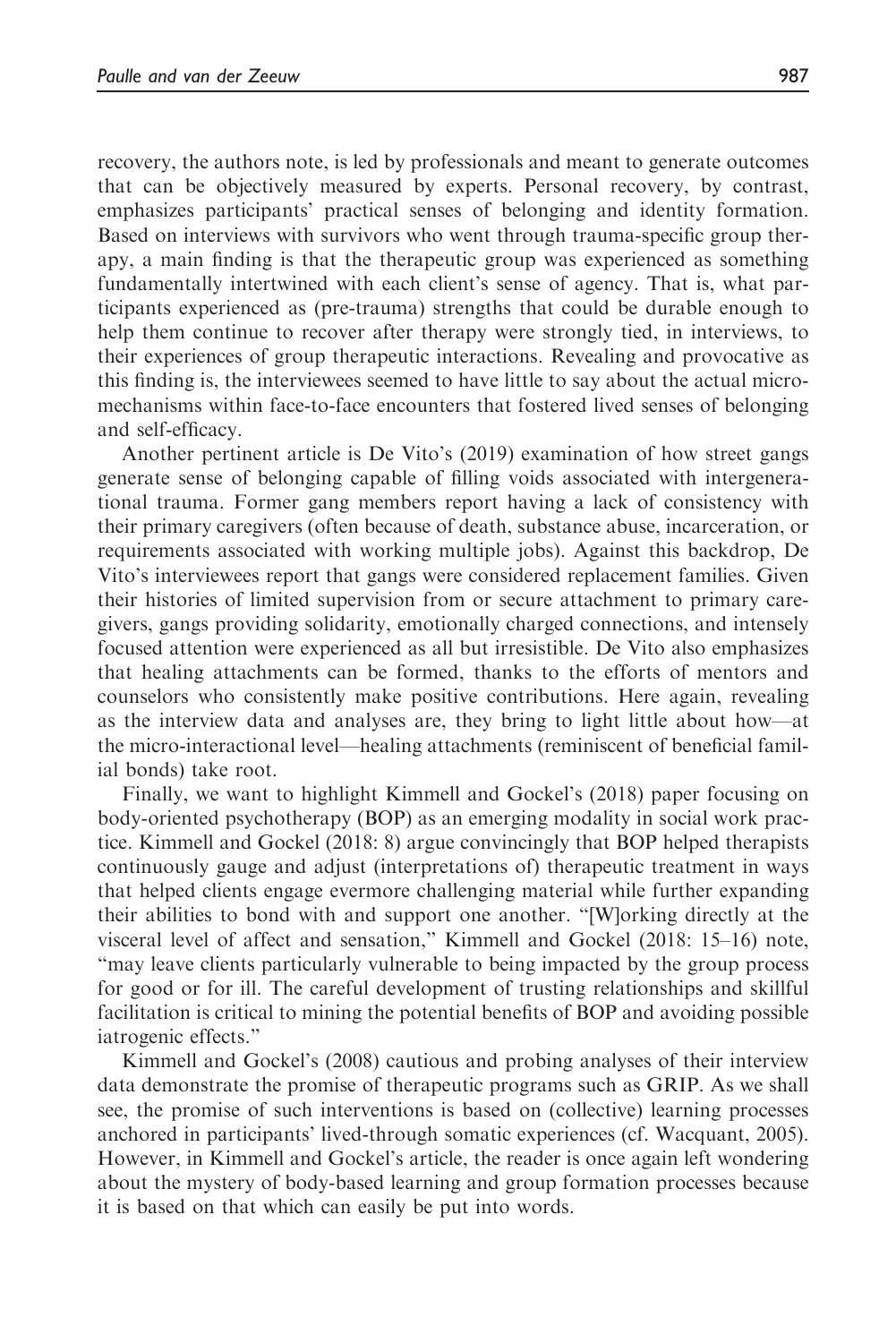recovery, the authors note, is led by professionals and meant to generate outcomes that can be objectively measured by experts. Personal recovery, by contrast, emphasizes participants' practical senses of belonging and identity formation. Based on interviews with survivors who went through trauma-specific group therapy, a main finding is that the therapeutic group was experienced as something fundamentally intertwined with each client's sense of agency. That is, what participants experienced as (pre-trauma) strengths that could be durable enough to help them continue to recover after therapy were strongly tied, in interviews, to their experiences of group therapeutic interactions. Revealing and provocative as this finding is, the interviewees seemed to have little to say about the actual micro-mechanisms within face-to-face encounters that fostered lived senses of belonging and self-efficacy.

Another pertinent article is De Vito's (2019) examination of how street gangs generate sense of belonging capable of filling voids associated with intergenerational trauma. Former gang members report having a lack of consistency with their primary caregivers (often because of death, substance abuse, incarceration, or requirements associated with working multiple jobs). Against this backdrop, De Vito's interviewees report that gangs were considered replacement families. Given their histories of limited supervision from or secure attachment to primary caregivers, gangs providing solidarity, emotionally charged connections, and intensely focused attention were experienced as all but irresistible. De Vito also emphasizes that healing attachments can be formed, thanks to the efforts of mentors and counselors who consistently make positive contributions. Here again, revealing as the interview data and analyses are, they bring to light little about how—at the micro-interactional level—healing attachments (reminiscent of beneficial familial bonds) take root.

Finally, we want to highlight Kimmell and Gockel's (2018) paper focusing on body-oriented psychotherapy (BOP) as an emerging modality in social work practice. Kimmell and Gockel (2018: 8) argue convincingly that BOP helped therapists continuously gauge and adjust (interpretations of) therapeutic treatment in ways that helped clients engage evermore challenging material while further expanding their abilities to bond with and support one another. "[W]orking directly at the visceral level of affect and sensation," Kimmell and Gockel (2018: 15–16) note, "may leave clients particularly vulnerable to being impacted by the group process for good or for ill. The careful development of trusting relationships and skillful facilitation is critical to mining the potential benefits of BOP and avoiding possible iatrogenic effects."

Kimmell and Gockel's (2008) cautious and probing analyses of their interview data demonstrate the promise of therapeutic programs such as GRIP. As we shall see, the promise of such interventions is based on (collective) learning processes anchored in participants' lived-through somatic experiences (cf. Wacquant, 2005). However, in Kimmell and Gockel's article, the reader is once again left wondering about the mystery of body-based learning and group formation processes because it is based on that which can easily be put into words.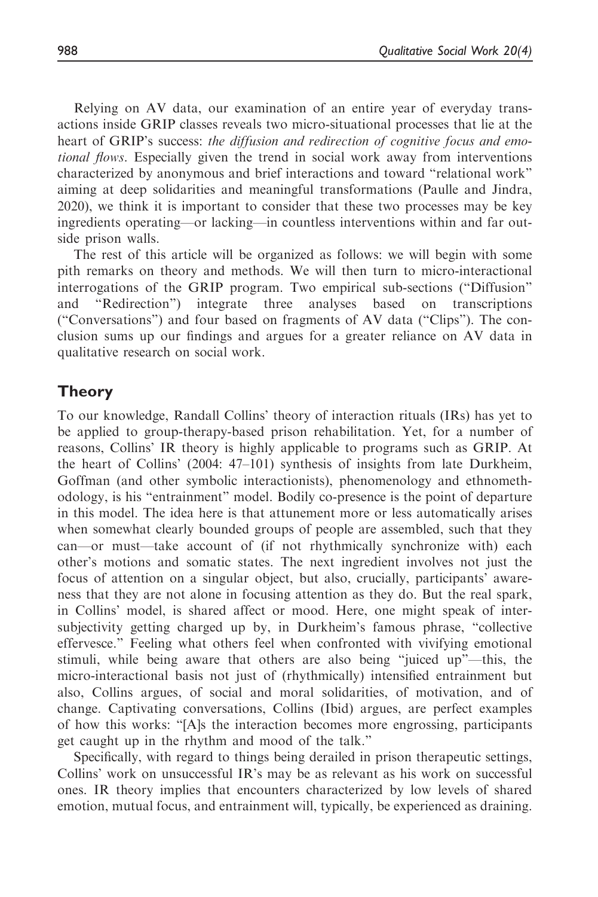Relying on AV data, our examination of an entire year of everyday transactions inside GRIP classes reveals two micro-situational processes that lie at the heart of GRIP's success: *the diffusion and redirection of cognitive focus and emotional flows*. Especially given the trend in social work away from interventions characterized by anonymous and brief interactions and toward "relational work" aiming at deep solidarities and meaningful transformations (Paulle and Jindra, 2020), we think it is important to consider that these two processes may be key ingredients operating—or lacking—in countless interventions within and far outside prison walls.

The rest of this article will be organized as follows: we will begin with some pith remarks on theory and methods. We will then turn to micro-interactional interrogations of the GRIP program. Two empirical sub-sections ("Diffusion" and "Redirection") integrate three analyses based on transcriptions ("Conversations") and four based on fragments of AV data ("Clips"). The conclusion sums up our findings and argues for a greater reliance on AV data in qualitative research on social work.

## Theory

To our knowledge, Randall Collins' theory of interaction rituals (IRs) has yet to be applied to group-therapy-based prison rehabilitation. Yet, for a number of reasons, Collins' IR theory is highly applicable to programs such as GRIP. At the heart of Collins' (2004: 47–101) synthesis of insights from late Durkheim, Goffman (and other symbolic interactionists), phenomenology and ethnomethodology, is his "entrainment" model. Bodily co-presence is the point of departure in this model. The idea here is that attunement more or less automatically arises when somewhat clearly bounded groups of people are assembled, such that they can—or must—take account of (if not rhythmically synchronize with) each other's motions and somatic states. The next ingredient involves not just the focus of attention on a singular object, but also, crucially, participants' awareness that they are not alone in focusing attention as they do. But the real spark, in Collins' model, is shared affect or mood. Here, one might speak of intersubjectivity getting charged up by, in Durkheim's famous phrase, "collective effervesce." Feeling what others feel when confronted with vivifying emotional stimuli, while being aware that others are also being "juiced up"—this, the micro-interactional basis not just of (rhythmically) intensified entrainment but also, Collins argues, of social and moral solidarities, of motivation, and of change. Captivating conversations, Collins (Ibid) argues, are perfect examples of how this works: "[A]s the interaction becomes more engrossing, participants get caught up in the rhythm and mood of the talk."

Specifically, with regard to things being derailed in prison therapeutic settings, Collins' work on unsuccessful IR's may be as relevant as his work on successful ones. IR theory implies that encounters characterized by low levels of shared emotion, mutual focus, and entrainment will, typically, be experienced as draining.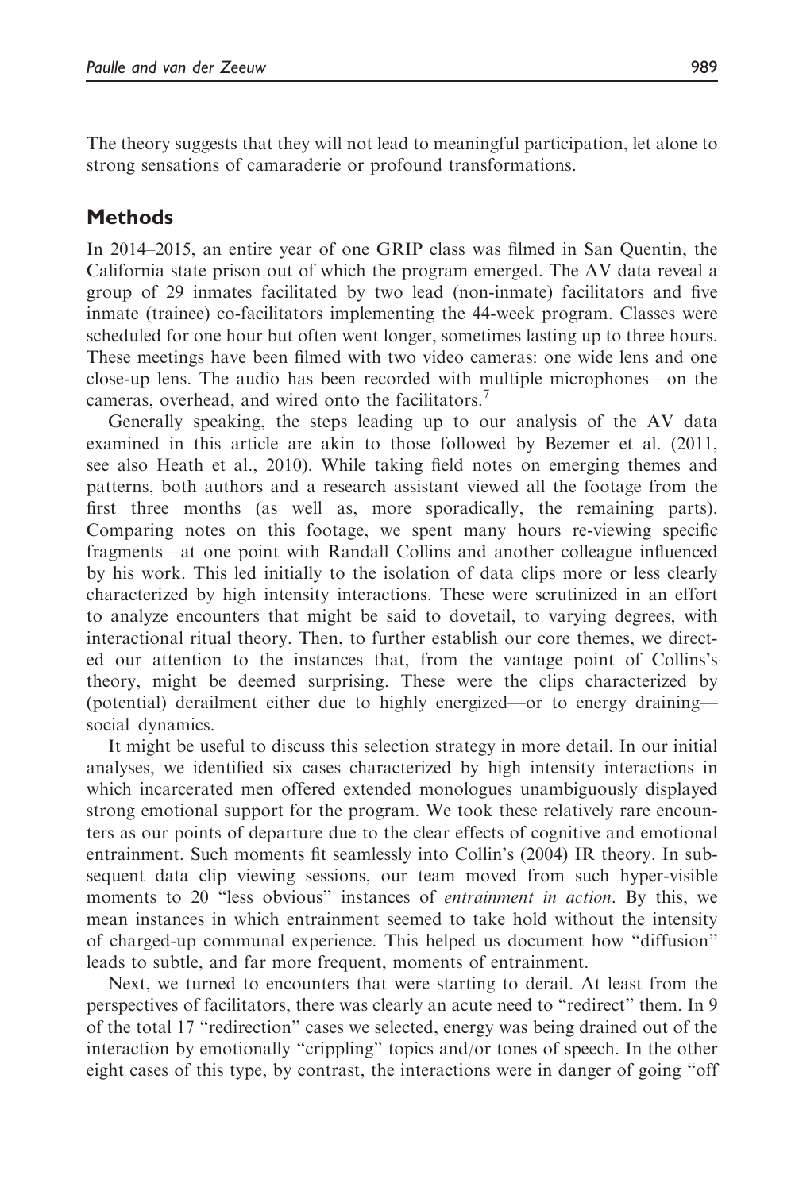The theory suggests that they will not lead to meaningful participation, let alone to strong sensations of camaraderie or profound transformations.

## Methods

In 2014–2015, an entire year of one GRIP class was filmed in San Quentin, the California state prison out of which the program emerged. The AV data reveal a group of 29 inmates facilitated by two lead (non-inmate) facilitators and five inmate (trainee) co-facilitators implementing the 44-week program. Classes were scheduled for one hour but often went longer, sometimes lasting up to three hours. These meetings have been filmed with two video cameras: one wide lens and one close-up lens. The audio has been recorded with multiple microphones—on the cameras, overhead, and wired onto the facilitators.[7]

Generally speaking, the steps leading up to our analysis of the AV data examined in this article are akin to those followed by Bezemer et al. (2011, see also Heath et al., 2010). While taking field notes on emerging themes and patterns, both authors and a research assistant viewed all the footage from the first three months (as well as, more sporadically, the remaining parts). Comparing notes on this footage, we spent many hours re-viewing specific fragments—at one point with Randall Collins and another colleague influenced by his work. This led initially to the isolation of data clips more or less clearly characterized by high intensity interactions. These were scrutinized in an effort to analyze encounters that might be said to dovetail, to varying degrees, with interactional ritual theory. Then, to further establish our core themes, we directed our attention to the instances that, from the vantage point of Collins's theory, might be deemed surprising. These were the clips characterized by (potential) derailment either due to highly energized—or to energy draining—social dynamics.

It might be useful to discuss this selection strategy in more detail. In our initial analyses, we identified six cases characterized by high intensity interactions in which incarcerated men offered extended monologues unambiguously displayed strong emotional support for the program. We took these relatively rare encounters as our points of departure due to the clear effects of cognitive and emotional entrainment. Such moments fit seamlessly into Collin's (2004) IR theory. In subsequent data clip viewing sessions, our team moved from such hyper-visible moments to 20 "less obvious" instances of *entrainment in action*. By this, we mean instances in which entrainment seemed to take hold without the intensity of charged-up communal experience. This helped us document how "diffusion" leads to subtle, and far more frequent, moments of entrainment.

Next, we turned to encounters that were starting to derail. At least from the perspectives of facilitators, there was clearly an acute need to "redirect" them. In 9 of the total 17 "redirection" cases we selected, energy was being drained out of the interaction by emotionally "crippling" topics and/or tones of speech. In the other eight cases of this type, by contrast, the interactions were in danger of going "off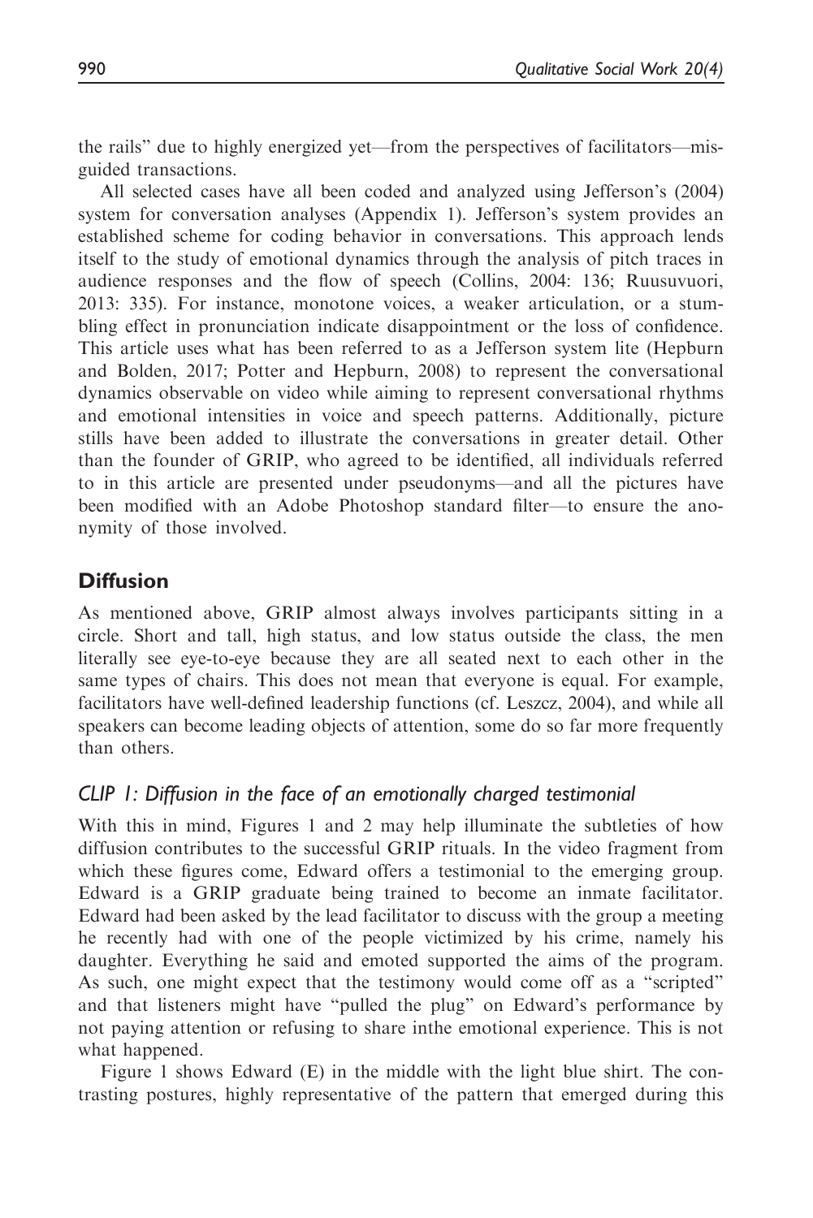the rails" due to highly energized yet—from the perspectives of facilitators—misguided transactions.

All selected cases have all been coded and analyzed using Jefferson's (2004) system for conversation analyses (Appendix 1). Jefferson's system provides an established scheme for coding behavior in conversations. This approach lends itself to the study of emotional dynamics through the analysis of pitch traces in audience responses and the flow of speech (Collins, 2004: 136; Ruusuvuori, 2013: 335). For instance, monotone voices, a weaker articulation, or a stumbling effect in pronunciation indicate disappointment or the loss of confidence. This article uses what has been referred to as a Jefferson system lite (Hepburn and Bolden, 2017; Potter and Hepburn, 2008) to represent the conversational dynamics observable on video while aiming to represent conversational rhythms and emotional intensities in voice and speech patterns. Additionally, picture stills have been added to illustrate the conversations in greater detail. Other than the founder of GRIP, who agreed to be identified, all individuals referred to in this article are presented under pseudonyms—and all the pictures have been modified with an Adobe Photoshop standard filter—to ensure the anonymity of those involved.

## Diffusion

As mentioned above, GRIP almost always involves participants sitting in a circle. Short and tall, high status, and low status outside the class, the men literally see eye-to-eye because they are all seated next to each other in the same types of chairs. This does not mean that everyone is equal. For example, facilitators have well-defined leadership functions (cf. Leszcz, 2004), and while all speakers can become leading objects of attention, some do so far more frequently than others.

### *CLIP 1: Diffusion in the face of an emotionally charged testimonial*

With this in mind, Figures 1 and 2 may help illuminate the subtleties of how diffusion contributes to the successful GRIP rituals. In the video fragment from which these figures come, Edward offers a testimonial to the emerging group. Edward is a GRIP graduate being trained to become an inmate facilitator. Edward had been asked by the lead facilitator to discuss with the group a meeting he recently had with one of the people victimized by his crime, namely his daughter. Everything he said and emoted supported the aims of the program. As such, one might expect that the testimony would come off as a "scripted" and that listeners might have "pulled the plug" on Edward's performance by not paying attention or refusing to share inthe emotional experience. This is not what happened.

Figure 1 shows Edward (E) in the middle with the light blue shirt. The contrasting postures, highly representative of the pattern that emerged during this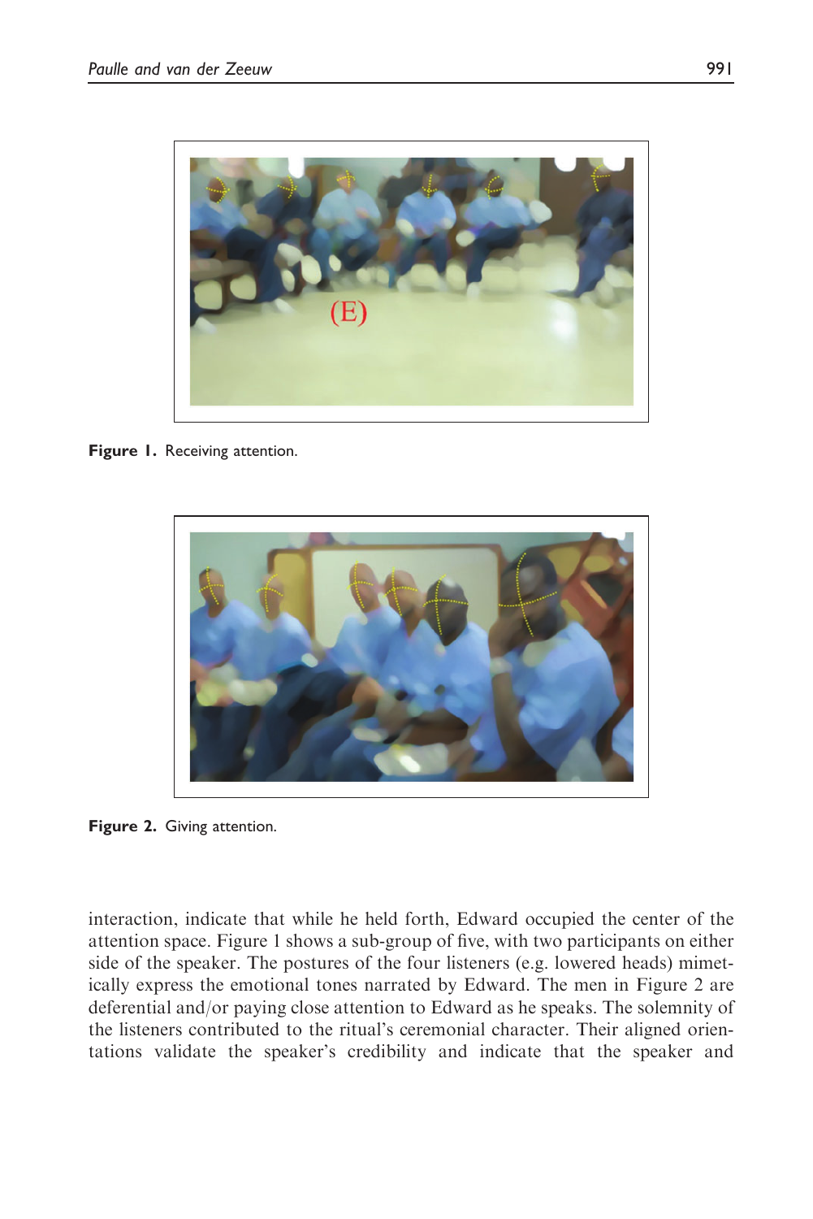Figure 1. Receiving attention.

Figure 2. Giving attention.

interaction, indicate that while he held forth, Edward occupied the center of the attention space. Figure 1 shows a sub-group of five, with two participants on either side of the speaker. The postures of the four listeners (e.g. lowered heads) mimetically express the emotional tones narrated by Edward. The men in Figure 2 are deferential and/or paying close attention to Edward as he speaks. The solemnity of the listeners contributed to the ritual's ceremonial character. Their aligned orientations validate the speaker's credibility and indicate that the speaker and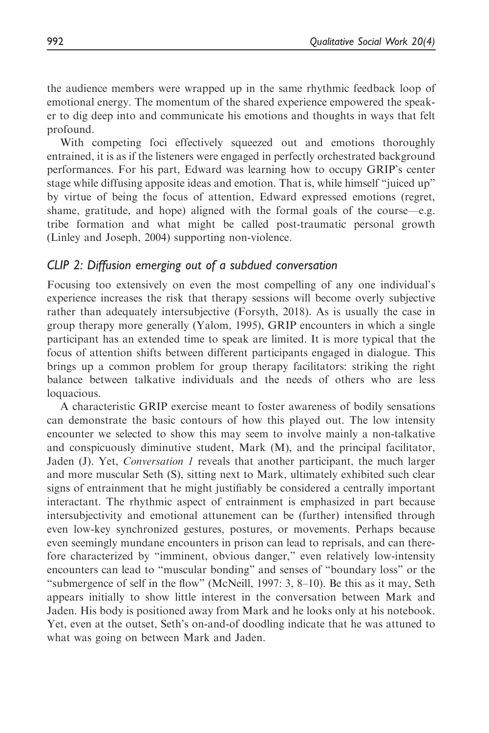the audience members were wrapped up in the same rhythmic feedback loop of emotional energy. The momentum of the shared experience empowered the speaker to dig deep into and communicate his emotions and thoughts in ways that felt profound.

With competing foci effectively squeezed out and emotions thoroughly entrained, it is as if the listeners were engaged in perfectly orchestrated background performances. For his part, Edward was learning how to occupy GRIP's center stage while diffusing apposite ideas and emotion. That is, while himself "juiced up" by virtue of being the focus of attention, Edward expressed emotions (regret, shame, gratitude, and hope) aligned with the formal goals of the course—e.g. tribe formation and what might be called post-traumatic personal growth (Linley and Joseph, 2004) supporting non-violence.

## *CLIP 2: Diffusion emerging out of a subdued conversation*

Focusing too extensively on even the most compelling of any one individual's experience increases the risk that therapy sessions will become overly subjective rather than adequately intersubjective (Forsyth, 2018). As is usually the case in group therapy more generally (Yalom, 1995), GRIP encounters in which a single participant has an extended time to speak are limited. It is more typical that the focus of attention shifts between different participants engaged in dialogue. This brings up a common problem for group therapy facilitators: striking the right balance between talkative individuals and the needs of others who are less loquacious.

A characteristic GRIP exercise meant to foster awareness of bodily sensations can demonstrate the basic contours of how this played out. The low intensity encounter we selected to show this may seem to involve mainly a non-talkative and conspicuously diminutive student, Mark (M), and the principal facilitator, Jaden (J). Yet, *Conversation 1* reveals that another participant, the much larger and more muscular Seth (S), sitting next to Mark, ultimately exhibited such clear signs of entrainment that he might justifiably be considered a centrally important interactant. The rhythmic aspect of entrainment is emphasized in part because intersubjectivity and emotional attunement can be (further) intensified through even low-key synchronized gestures, postures, or movements. Perhaps because even seemingly mundane encounters in prison can lead to reprisals, and can therefore characterized by "imminent, obvious danger," even relatively low-intensity encounters can lead to "muscular bonding" and senses of "boundary loss" or the "submergence of self in the flow" (McNeill, 1997: 3, 8–10). Be this as it may, Seth appears initially to show little interest in the conversation between Mark and Jaden. His body is positioned away from Mark and he looks only at his notebook. Yet, even at the outset, Seth's on-and-of doodling indicate that he was attuned to what was going on between Mark and Jaden.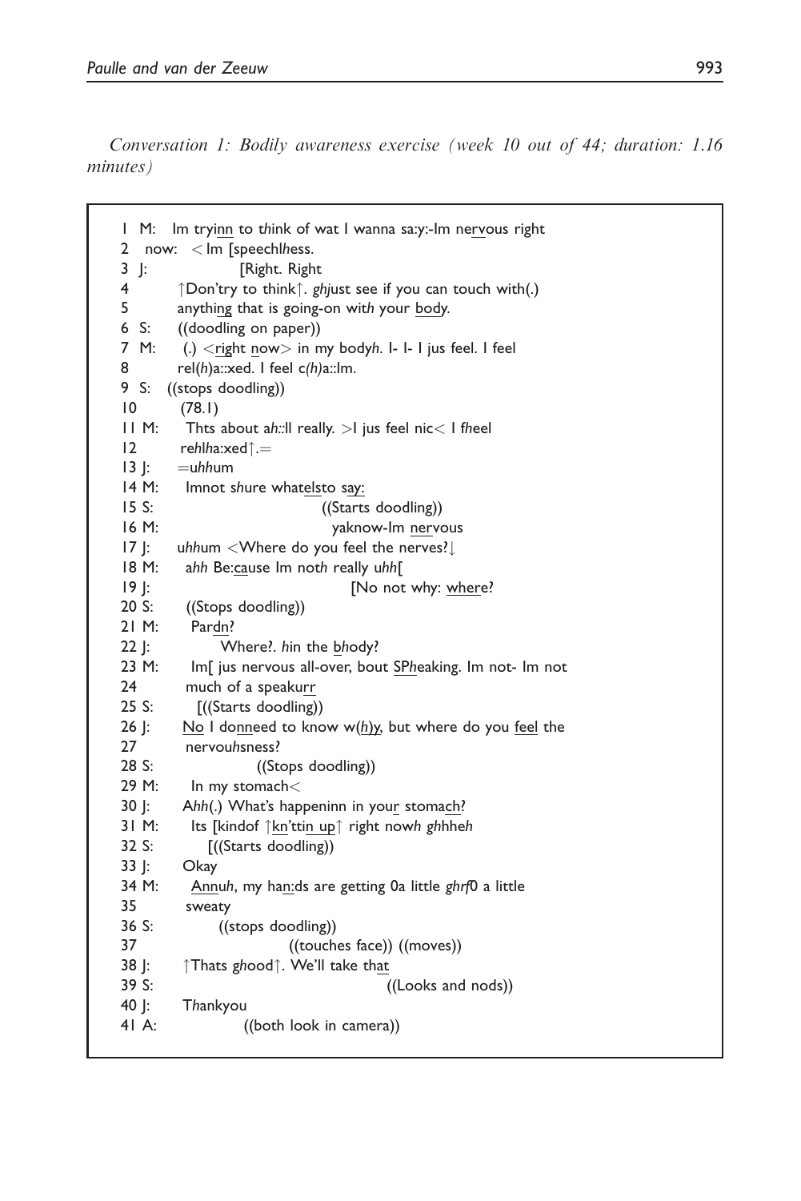*Conversation 1: Bodily awareness exercise (week 10 out of 44; duration: 1.16 minutes)*

```
1  M:   Im tryinn to think of wat I wanna sa:y:-Im nervous right
2   now:  < Im [speechlhess.
3  J:              [Right. Right
4        ↑Don'try to think↑. ghjust see if you can touch with(.)
5        anything that is going-on with your body.
6  S:    ((doodling on paper))
7  M:    (.) <right now> in my bodyh. I- I- I jus feel. I feel
8        rel(h)a::xed. I feel c(h)a::lm.
9  S:   ((stops doodling))
10       (78.1)
11 M:    Thts about ah::ll really. >I jus feel nic< I fheel
12       rehlha:xed↑.=
13 J:    =uhhum
14 M:    Imnot shure whatelsto say:
15 S:                        ((Starts doodling))
16 M:                          yaknow-Im nervous
17 J:    uhhum <Where do you feel the nerves?↓
18 M:    ahh Be:cause Im noth really uhh[
19 J:                                  [No not why: where?
20 S:    ((Stops doodling))
21 M:    Pardn?
22 J:         Where?. hin the bhody?
23 M:    Im[ jus nervous all-over, bout SPheaking. Im not- Im not
24       much of a speakurr
25 S:      [((Starts doodling))
26 J:    No I donneed to know w(h)y, but where do you feel the
27       nervouhsness?
28 S:              ((Stops doodling))
29 M:    In my stomach<
30 J:    Ahh(.) What's happeninn in your stomach?
31 M:    Its [kindof ↑kn'ttin up↑ right nowh ghhheh
32 S:        [((Starts doodling))
33 J:    Okay
34 M:    Annuh, my han:ds are getting 0a little ghrf0 a little
35       sweaty
36 S:         ((stops doodling))
37                        ((touches face)) ((moves))
38 J:    ↑Thats ghood↑. We'll take that
39 S:                                    ((Looks and nods))
40 J:    Thankyou
41 A:            ((both look in camera))
```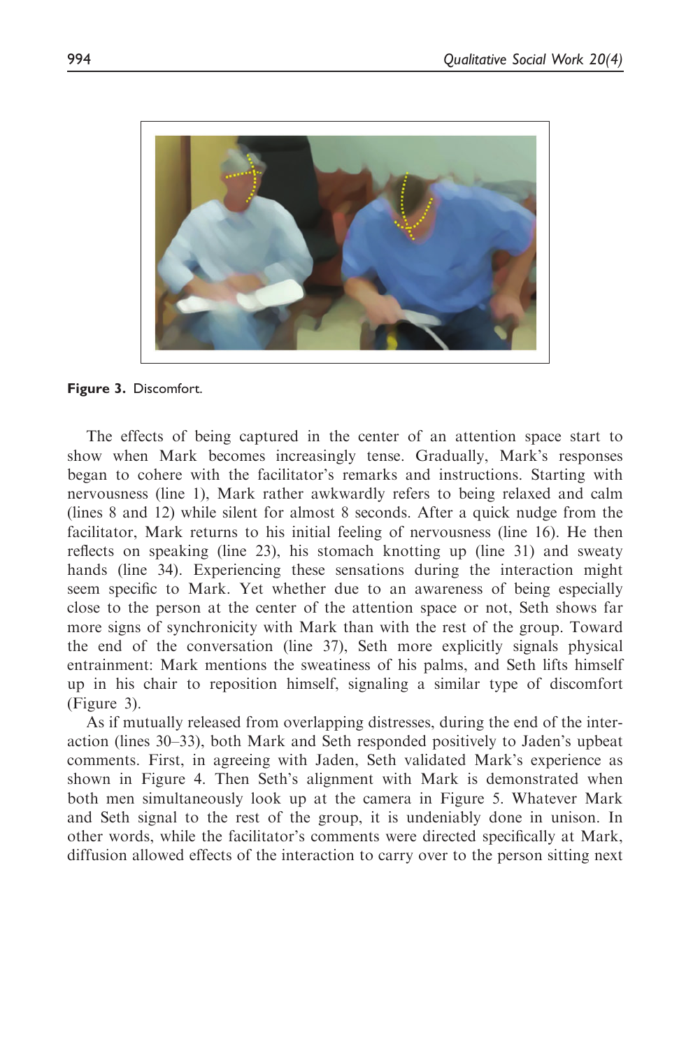**Figure 3.** Discomfort.

The effects of being captured in the center of an attention space start to show when Mark becomes increasingly tense. Gradually, Mark's responses began to cohere with the facilitator's remarks and instructions. Starting with nervousness (line 1), Mark rather awkwardly refers to being relaxed and calm (lines 8 and 12) while silent for almost 8 seconds. After a quick nudge from the facilitator, Mark returns to his initial feeling of nervousness (line 16). He then reflects on speaking (line 23), his stomach knotting up (line 31) and sweaty hands (line 34). Experiencing these sensations during the interaction might seem specific to Mark. Yet whether due to an awareness of being especially close to the person at the center of the attention space or not, Seth shows far more signs of synchronicity with Mark than with the rest of the group. Toward the end of the conversation (line 37), Seth more explicitly signals physical entrainment: Mark mentions the sweatiness of his palms, and Seth lifts himself up in his chair to reposition himself, signaling a similar type of discomfort (Figure 3).

As if mutually released from overlapping distresses, during the end of the interaction (lines 30–33), both Mark and Seth responded positively to Jaden's upbeat comments. First, in agreeing with Jaden, Seth validated Mark's experience as shown in Figure 4. Then Seth's alignment with Mark is demonstrated when both men simultaneously look up at the camera in Figure 5. Whatever Mark and Seth signal to the rest of the group, it is undeniably done in unison. In other words, while the facilitator's comments were directed specifically at Mark, diffusion allowed effects of the interaction to carry over to the person sitting next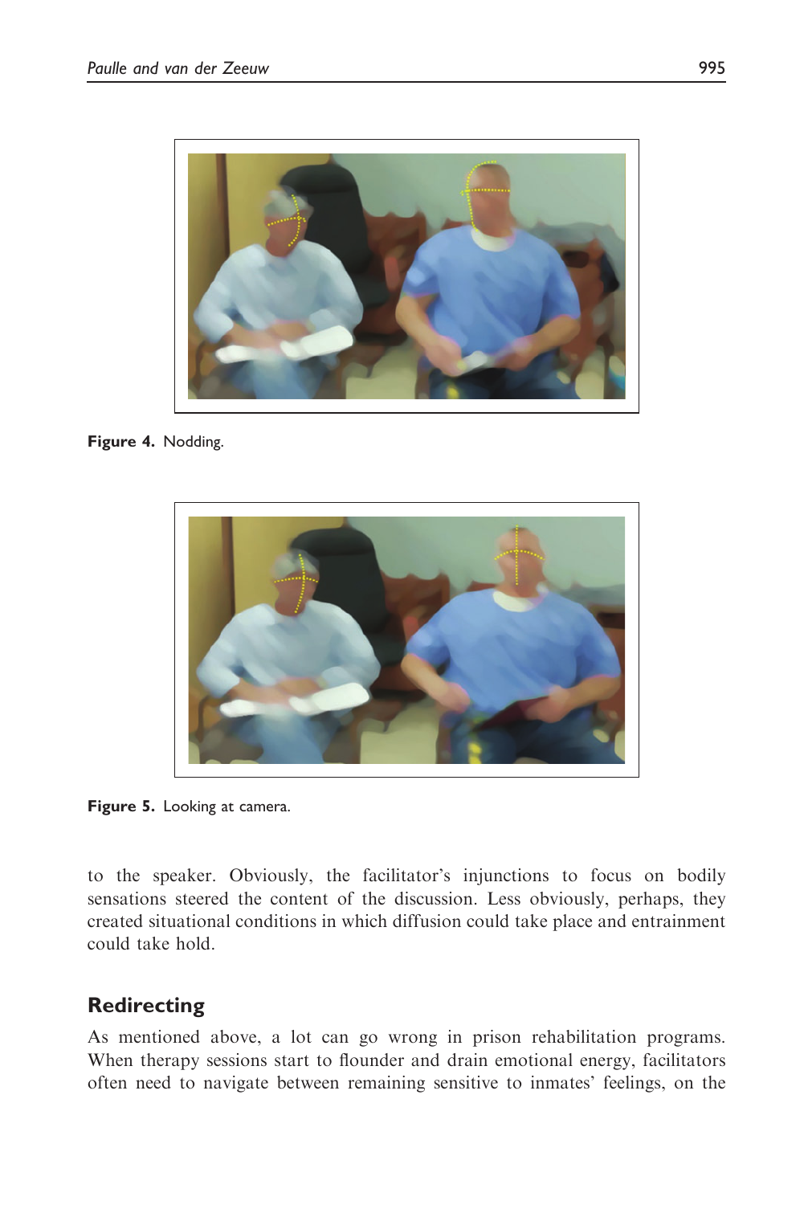Figure 4. Nodding.

Figure 5. Looking at camera.

to the speaker. Obviously, the facilitator's injunctions to focus on bodily sensations steered the content of the discussion. Less obviously, perhaps, they created situational conditions in which diffusion could take place and entrainment could take hold.

## Redirecting

As mentioned above, a lot can go wrong in prison rehabilitation programs. When therapy sessions start to flounder and drain emotional energy, facilitators often need to navigate between remaining sensitive to inmates' feelings, on the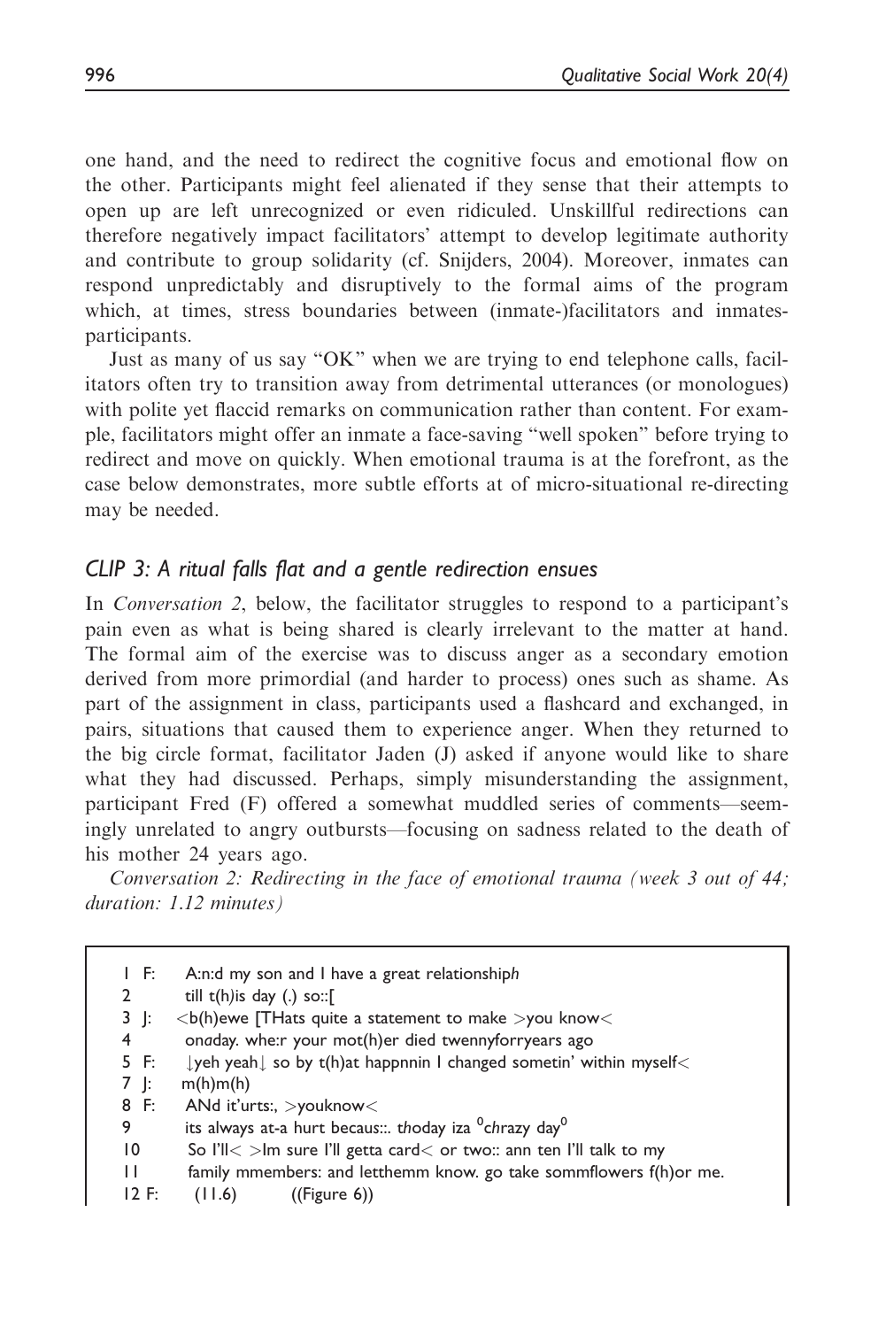one hand, and the need to redirect the cognitive focus and emotional flow on the other. Participants might feel alienated if they sense that their attempts to open up are left unrecognized or even ridiculed. Unskillful redirections can therefore negatively impact facilitators' attempt to develop legitimate authority and contribute to group solidarity (cf. Snijders, 2004). Moreover, inmates can respond unpredictably and disruptively to the formal aims of the program which, at times, stress boundaries between (inmate-)facilitators and inmates-participants.

Just as many of us say "OK" when we are trying to end telephone calls, facilitators often try to transition away from detrimental utterances (or monologues) with polite yet flaccid remarks on communication rather than content. For example, facilitators might offer an inmate a face-saving "well spoken" before trying to redirect and move on quickly. When emotional trauma is at the forefront, as the case below demonstrates, more subtle efforts at of micro-situational re-directing may be needed.

### *CLIP 3: A ritual falls flat and a gentle redirection ensues*

In *Conversation 2*, below, the facilitator struggles to respond to a participant's pain even as what is being shared is clearly irrelevant to the matter at hand. The formal aim of the exercise was to discuss anger as a secondary emotion derived from more primordial (and harder to process) ones such as shame. As part of the assignment in class, participants used a flashcard and exchanged, in pairs, situations that caused them to experience anger. When they returned to the big circle format, facilitator Jaden (J) asked if anyone would like to share what they had discussed. Perhaps, simply misunderstanding the assignment, participant Fred (F) offered a somewhat muddled series of comments—seemingly unrelated to angry outbursts—focusing on sadness related to the death of his mother 24 years ago.

*Conversation 2: Redirecting in the face of emotional trauma (week 3 out of 44; duration: 1.12 minutes)*

```
1  F:   A:n:d my son and I have a great relationshiph
2       till t(h)is day (.) so::[
3  J:   <b(h)ewe [THats quite a statement to make >you know<
4       onaday. whe:r your mot(h)er died twennyforryears ago
5  F:   ↓yeh yeah↓ so by t(h)at happnnin I changed sometin' within myself<
7  J:   m(h)m(h)
8  F:   ANd it'urts:, >youknow<
9       its always at-a hurt becaus::. thoday iza °chrazy day°
10      So I'll< >Im sure I'll getta card< or two:: ann ten I'll talk to my
11      family mmembers: and letthemm know. go take sommflowers f(h)or me.
12 F:   (11.6)      ((Figure 6))
```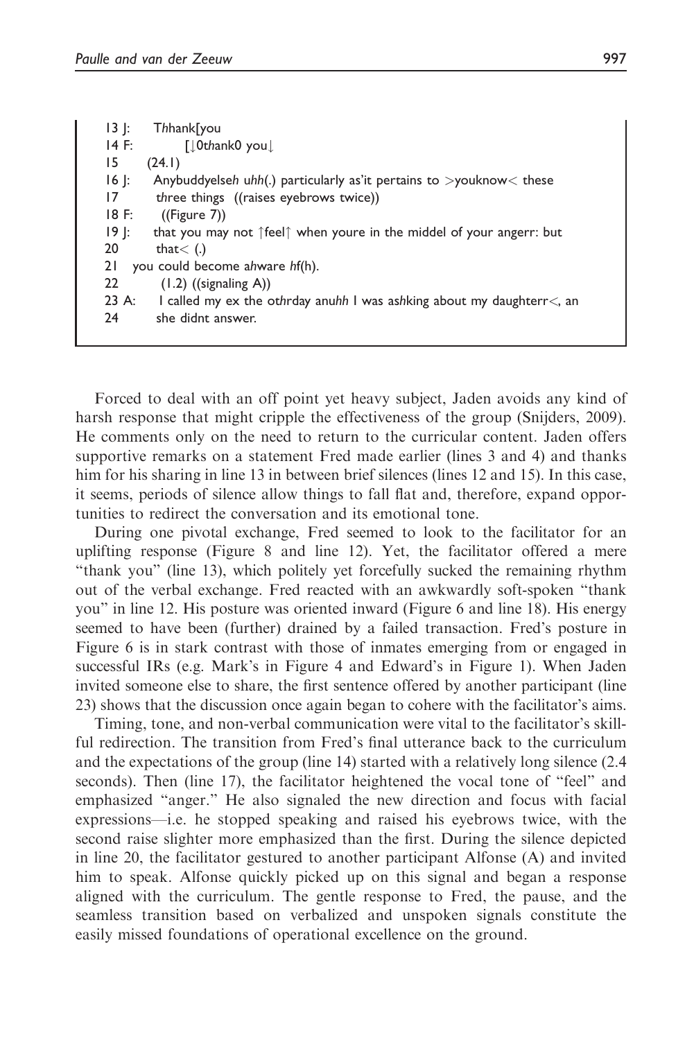```
13 J:    Thhank[you
14 F:          [↓0thank0 you↓
15     (24.1)
16 J:    Anybuddyelseh uhh(.) particularly as'it pertains to >youknow< these
17       three things  ((raises eyebrows twice))
18 F:     ((Figure 7))
19 J:    that you may not ↑feel↑ when youre in the middel of your angerr: but
20       that< (.)
21   you could become ahware hf(h).
22       (1.2) ((signaling A))
23 A:    I called my ex the othrday anuhh I was ashking about my daughterr<, an
24       she didnt answer.
```

Forced to deal with an off point yet heavy subject, Jaden avoids any kind of harsh response that might cripple the effectiveness of the group (Snijders, 2009). He comments only on the need to return to the curricular content. Jaden offers supportive remarks on a statement Fred made earlier (lines 3 and 4) and thanks him for his sharing in line 13 in between brief silences (lines 12 and 15). In this case, it seems, periods of silence allow things to fall flat and, therefore, expand opportunities to redirect the conversation and its emotional tone.

During one pivotal exchange, Fred seemed to look to the facilitator for an uplifting response (Figure 8 and line 12). Yet, the facilitator offered a mere "thank you" (line 13), which politely yet forcefully sucked the remaining rhythm out of the verbal exchange. Fred reacted with an awkwardly soft-spoken "thank you" in line 12. His posture was oriented inward (Figure 6 and line 18). His energy seemed to have been (further) drained by a failed transaction. Fred's posture in Figure 6 is in stark contrast with those of inmates emerging from or engaged in successful IRs (e.g. Mark's in Figure 4 and Edward's in Figure 1). When Jaden invited someone else to share, the first sentence offered by another participant (line 23) shows that the discussion once again began to cohere with the facilitator's aims.

Timing, tone, and non-verbal communication were vital to the facilitator's skillful redirection. The transition from Fred's final utterance back to the curriculum and the expectations of the group (line 14) started with a relatively long silence (2.4 seconds). Then (line 17), the facilitator heightened the vocal tone of "feel" and emphasized "anger." He also signaled the new direction and focus with facial expressions—i.e. he stopped speaking and raised his eyebrows twice, with the second raise slighter more emphasized than the first. During the silence depicted in line 20, the facilitator gestured to another participant Alfonse (A) and invited him to speak. Alfonse quickly picked up on this signal and began a response aligned with the curriculum. The gentle response to Fred, the pause, and the seamless transition based on verbalized and unspoken signals constitute the easily missed foundations of operational excellence on the ground.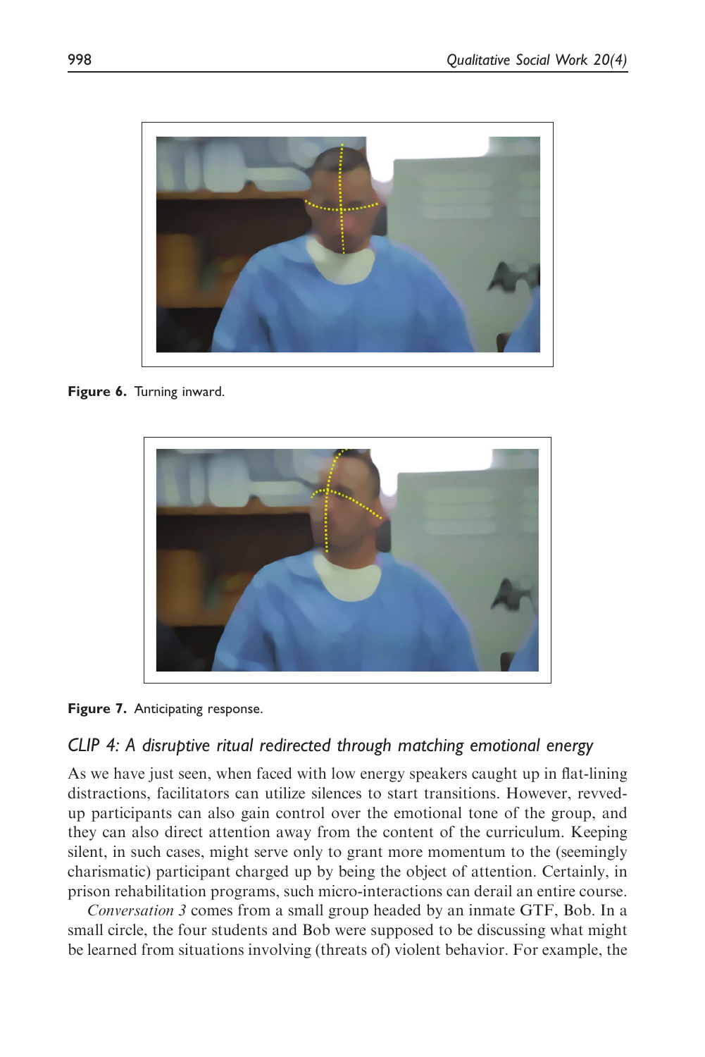Figure 6. Turning inward.

Figure 7. Anticipating response.

### CLIP 4: A disruptive ritual redirected through matching emotional energy

As we have just seen, when faced with low energy speakers caught up in flat-lining distractions, facilitators can utilize silences to start transitions. However, revved-up participants can also gain control over the emotional tone of the group, and they can also direct attention away from the content of the curriculum. Keeping silent, in such cases, might serve only to grant more momentum to the (seemingly charismatic) participant charged up by being the object of attention. Certainly, in prison rehabilitation programs, such micro-interactions can derail an entire course.

*Conversation 3* comes from a small group headed by an inmate GTF, Bob. In a small circle, the four students and Bob were supposed to be discussing what might be learned from situations involving (threats of) violent behavior. For example, the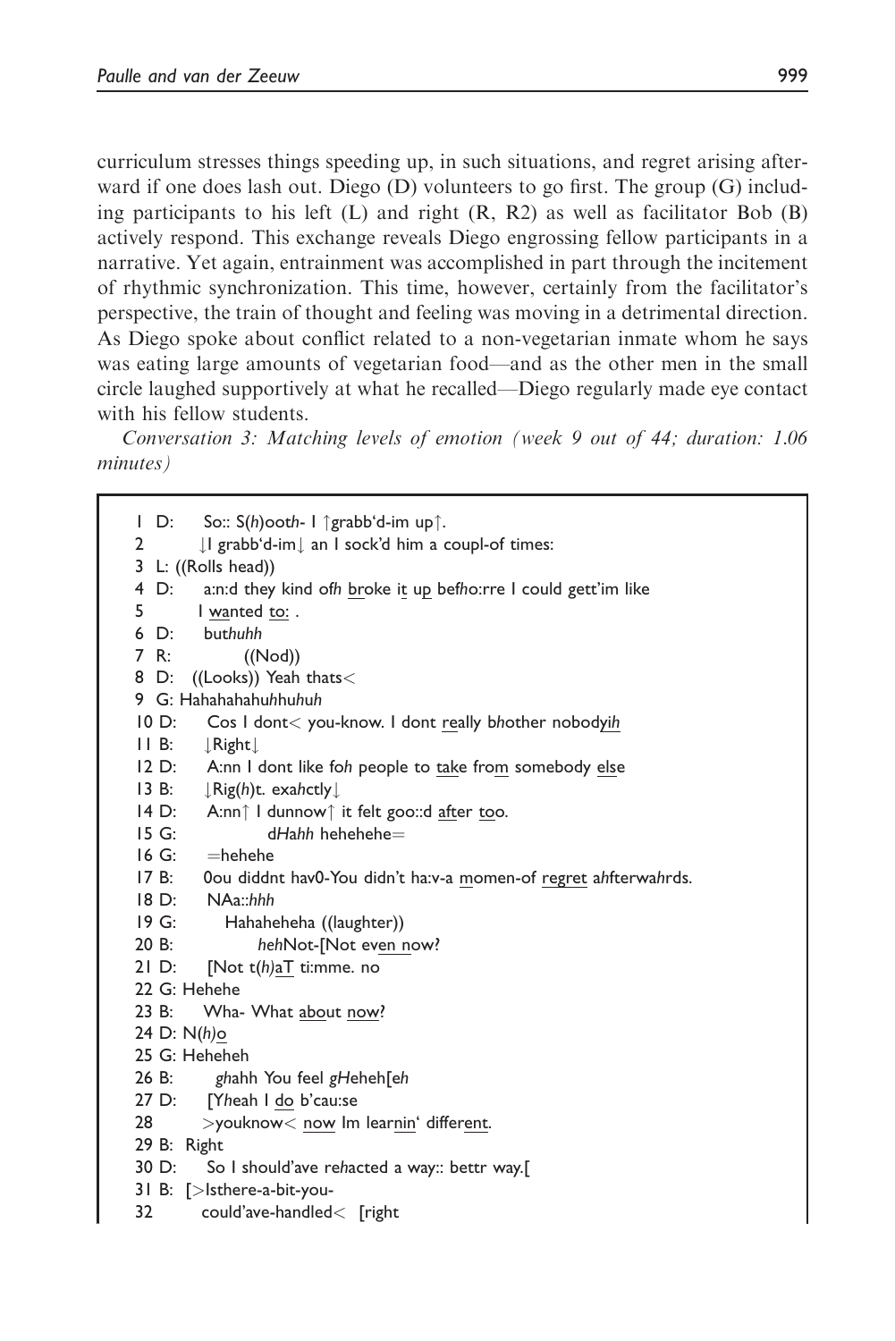curriculum stresses things speeding up, in such situations, and regret arising afterward if one does lash out. Diego (D) volunteers to go first. The group (G) including participants to his left (L) and right (R, R2) as well as facilitator Bob (B) actively respond. This exchange reveals Diego engrossing fellow participants in a narrative. Yet again, entrainment was accomplished in part through the incitement of rhythmic synchronization. This time, however, certainly from the facilitator's perspective, the train of thought and feeling was moving in a detrimental direction. As Diego spoke about conflict related to a non-vegetarian inmate whom he says was eating large amounts of vegetarian food—and as the other men in the small circle laughed supportively at what he recalled—Diego regularly made eye contact with his fellow students.

*Conversation 3: Matching levels of emotion (week 9 out of 44; duration: 1.06 minutes)*

```
1  D:    So:: S(h)ooth- I ↑grabb'd-im up↑.
2        ↓I grabb'd-im↓ an I sock'd him a coupl-of times:
3  L: ((Rolls head))
4  D:    a:n:d they kind ofh broke it up befho:rre I could gett'im like
5        I wanted to: .
6  D:    buthuhh
7  R:         ((Nod))
8  D:  ((Looks)) Yeah thats<
9  G: Hahahahahuhhuhuh
10 D:    Cos I dont< you-know. I dont really bhother nobodyih
11 B:    ↓Right↓
12 D:    A:nn I dont like foh people to take from somebody else
13 B:    ↓Rig(h)t. exahctly↓
14 D:    A:nn↑ I dunnow↑ it felt goo::d after too.
15 G:           dHahh hehehehe=
16 G:    =hehehe
17 B:    0ou diddnt hav0-You didn't ha:v-a momen-of regret ahfterwahrds.
18 D:    NAa::hhh
19 G:      Hahaheheha ((laughter))
20 B:           hehNot-[Not even now?
21 D:    [Not t(h)aT ti:mme. no
22 G: Hehehe
23 B:    Wha- What about now?
24 D: N(h)o
25 G: Heheheh
26 B:     ghahh You feel gHeheh[eh
27 D:    [Yheah I do b'cau:se
28       >youknow< now Im learnin' different.
29 B:  Right
30 D:    So I should'ave rehacted a way:: bettr way.[
31 B:  [>Isthere-a-bit-you-
32       could'ave-handled<  [right
```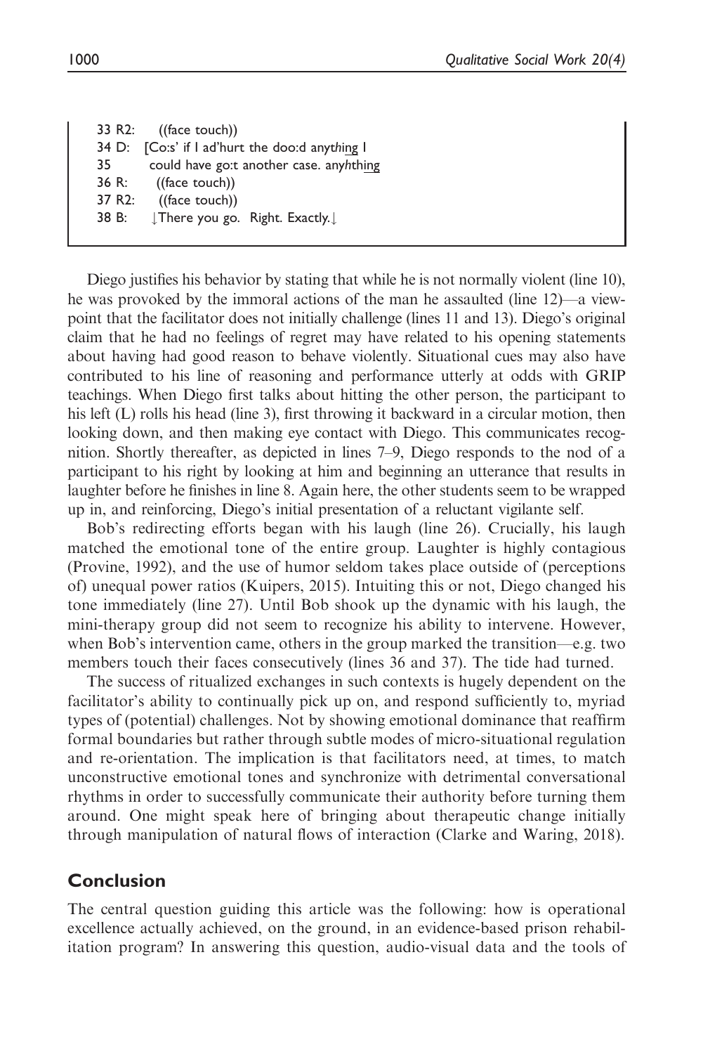```
33 R2:   ((face touch))
34 D:   [Co:s' if I ad'hurt the doo:d anything I
35       could have go:t another case. anyhthing
36 R:    ((face touch))
37 R2:   ((face touch))
38 B:    ↓There you go.  Right. Exactly.↓
```

Diego justifies his behavior by stating that while he is not normally violent (line 10), he was provoked by the immoral actions of the man he assaulted (line 12)—a viewpoint that the facilitator does not initially challenge (lines 11 and 13). Diego's original claim that he had no feelings of regret may have related to his opening statements about having had good reason to behave violently. Situational cues may also have contributed to his line of reasoning and performance utterly at odds with GRIP teachings. When Diego first talks about hitting the other person, the participant to his left (L) rolls his head (line 3), first throwing it backward in a circular motion, then looking down, and then making eye contact with Diego. This communicates recognition. Shortly thereafter, as depicted in lines 7–9, Diego responds to the nod of a participant to his right by looking at him and beginning an utterance that results in laughter before he finishes in line 8. Again here, the other students seem to be wrapped up in, and reinforcing, Diego's initial presentation of a reluctant vigilante self.

Bob's redirecting efforts began with his laugh (line 26). Crucially, his laugh matched the emotional tone of the entire group. Laughter is highly contagious (Provine, 1992), and the use of humor seldom takes place outside of (perceptions of) unequal power ratios (Kuipers, 2015). Intuiting this or not, Diego changed his tone immediately (line 27). Until Bob shook up the dynamic with his laugh, the mini-therapy group did not seem to recognize his ability to intervene. However, when Bob's intervention came, others in the group marked the transition—e.g. two members touch their faces consecutively (lines 36 and 37). The tide had turned.

The success of ritualized exchanges in such contexts is hugely dependent on the facilitator's ability to continually pick up on, and respond sufficiently to, myriad types of (potential) challenges. Not by showing emotional dominance that reaffirm formal boundaries but rather through subtle modes of micro-situational regulation and re-orientation. The implication is that facilitators need, at times, to match unconstructive emotional tones and synchronize with detrimental conversational rhythms in order to successfully communicate their authority before turning them around. One might speak here of bringing about therapeutic change initially through manipulation of natural flows of interaction (Clarke and Waring, 2018).

## Conclusion

The central question guiding this article was the following: how is operational excellence actually achieved, on the ground, in an evidence-based prison rehabilitation program? In answering this question, audio-visual data and the tools of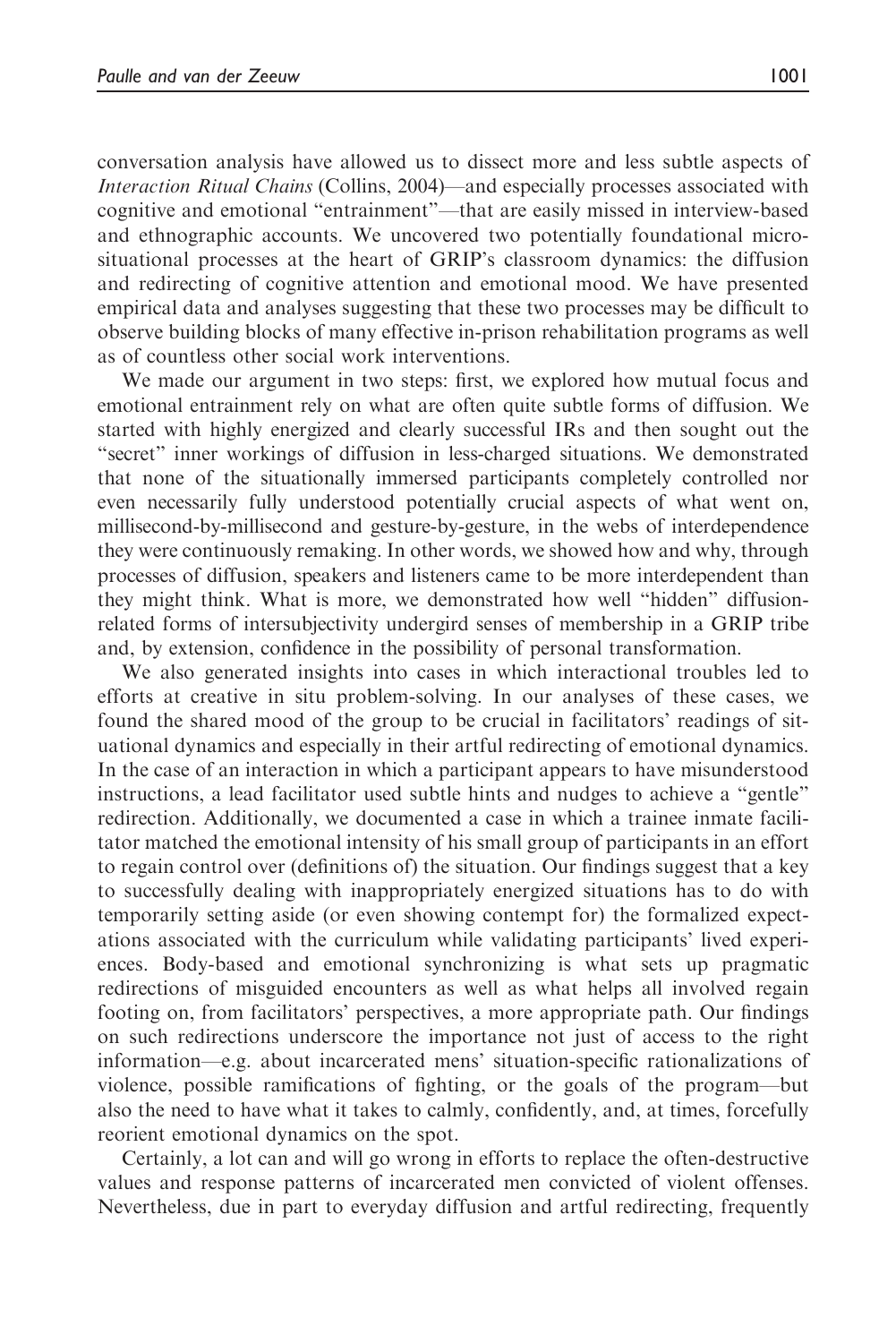conversation analysis have allowed us to dissect more and less subtle aspects of *Interaction Ritual Chains* (Collins, 2004)—and especially processes associated with cognitive and emotional "entrainment"—that are easily missed in interview-based and ethnographic accounts. We uncovered two potentially foundational micro-situational processes at the heart of GRIP's classroom dynamics: the diffusion and redirecting of cognitive attention and emotional mood. We have presented empirical data and analyses suggesting that these two processes may be difficult to observe building blocks of many effective in-prison rehabilitation programs as well as of countless other social work interventions.

We made our argument in two steps: first, we explored how mutual focus and emotional entrainment rely on what are often quite subtle forms of diffusion. We started with highly energized and clearly successful IRs and then sought out the "secret" inner workings of diffusion in less-charged situations. We demonstrated that none of the situationally immersed participants completely controlled nor even necessarily fully understood potentially crucial aspects of what went on, millisecond-by-millisecond and gesture-by-gesture, in the webs of interdependence they were continuously remaking. In other words, we showed how and why, through processes of diffusion, speakers and listeners came to be more interdependent than they might think. What is more, we demonstrated how well "hidden" diffusion-related forms of intersubjectivity undergird senses of membership in a GRIP tribe and, by extension, confidence in the possibility of personal transformation.

We also generated insights into cases in which interactional troubles led to efforts at creative in situ problem-solving. In our analyses of these cases, we found the shared mood of the group to be crucial in facilitators' readings of situational dynamics and especially in their artful redirecting of emotional dynamics. In the case of an interaction in which a participant appears to have misunderstood instructions, a lead facilitator used subtle hints and nudges to achieve a "gentle" redirection. Additionally, we documented a case in which a trainee inmate facilitator matched the emotional intensity of his small group of participants in an effort to regain control over (definitions of) the situation. Our findings suggest that a key to successfully dealing with inappropriately energized situations has to do with temporarily setting aside (or even showing contempt for) the formalized expectations associated with the curriculum while validating participants' lived experiences. Body-based and emotional synchronizing is what sets up pragmatic redirections of misguided encounters as well as what helps all involved regain footing on, from facilitators' perspectives, a more appropriate path. Our findings on such redirections underscore the importance not just of access to the right information—e.g. about incarcerated mens' situation-specific rationalizations of violence, possible ramifications of fighting, or the goals of the program—but also the need to have what it takes to calmly, confidently, and, at times, forcefully reorient emotional dynamics on the spot.

Certainly, a lot can and will go wrong in efforts to replace the often-destructive values and response patterns of incarcerated men convicted of violent offenses. Nevertheless, due in part to everyday diffusion and artful redirecting, frequently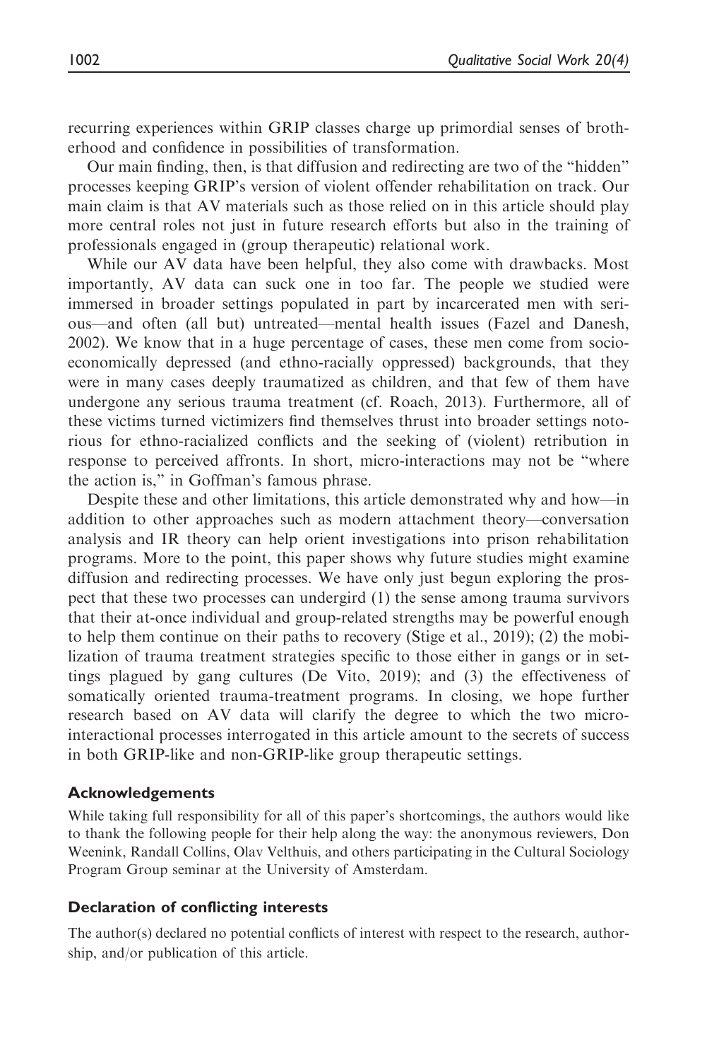recurring experiences within GRIP classes charge up primordial senses of brotherhood and confidence in possibilities of transformation.

Our main finding, then, is that diffusion and redirecting are two of the "hidden" processes keeping GRIP's version of violent offender rehabilitation on track. Our main claim is that AV materials such as those relied on in this article should play more central roles not just in future research efforts but also in the training of professionals engaged in (group therapeutic) relational work.

While our AV data have been helpful, they also come with drawbacks. Most importantly, AV data can suck one in too far. The people we studied were immersed in broader settings populated in part by incarcerated men with serious—and often (all but) untreated—mental health issues (Fazel and Danesh, 2002). We know that in a huge percentage of cases, these men come from socioeconomically depressed (and ethno-racially oppressed) backgrounds, that they were in many cases deeply traumatized as children, and that few of them have undergone any serious trauma treatment (cf. Roach, 2013). Furthermore, all of these victims turned victimizers find themselves thrust into broader settings notorious for ethno-racialized conflicts and the seeking of (violent) retribution in response to perceived affronts. In short, micro-interactions may not be "where the action is," in Goffman's famous phrase.

Despite these and other limitations, this article demonstrated why and how—in addition to other approaches such as modern attachment theory—conversation analysis and IR theory can help orient investigations into prison rehabilitation programs. More to the point, this paper shows why future studies might examine diffusion and redirecting processes. We have only just begun exploring the prospect that these two processes can undergird (1) the sense among trauma survivors that their at-once individual and group-related strengths may be powerful enough to help them continue on their paths to recovery (Stige et al., 2019); (2) the mobilization of trauma treatment strategies specific to those either in gangs or in settings plagued by gang cultures (De Vito, 2019); and (3) the effectiveness of somatically oriented trauma-treatment programs. In closing, we hope further research based on AV data will clarify the degree to which the two micro-interactional processes interrogated in this article amount to the secrets of success in both GRIP-like and non-GRIP-like group therapeutic settings.

## Acknowledgements

While taking full responsibility for all of this paper's shortcomings, the authors would like to thank the following people for their help along the way: the anonymous reviewers, Don Weenink, Randall Collins, Olav Velthuis, and others participating in the Cultural Sociology Program Group seminar at the University of Amsterdam.

## Declaration of conflicting interests

The author(s) declared no potential conflicts of interest with respect to the research, authorship, and/or publication of this article.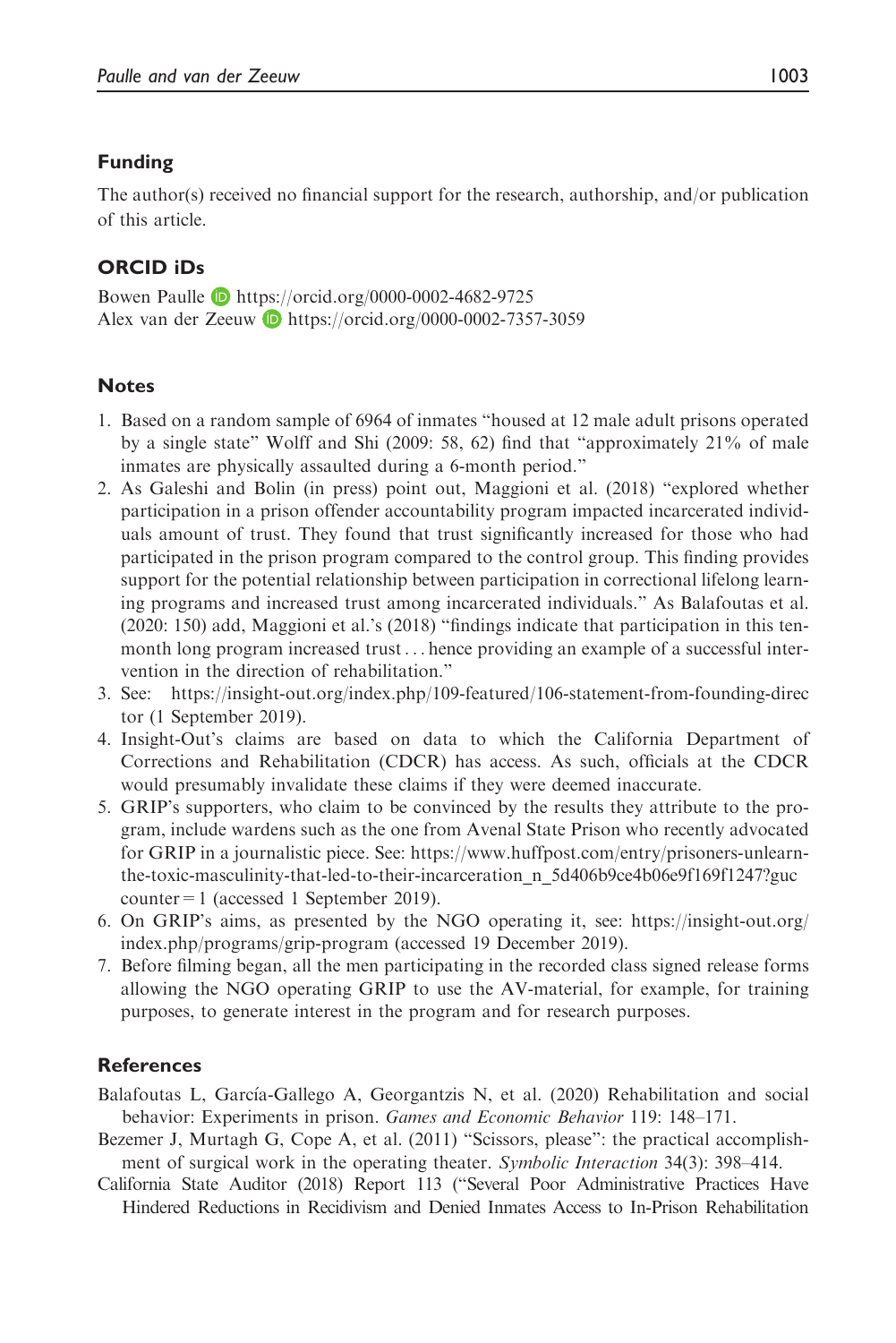## Funding

The author(s) received no financial support for the research, authorship, and/or publication of this article.

## ORCID iDs

Bowen Paulle https://orcid.org/0000-0002-4682-9725
Alex van der Zeeuw https://orcid.org/0000-0002-7357-3059

## Notes

1. Based on a random sample of 6964 of inmates "housed at 12 male adult prisons operated by a single state" Wolff and Shi (2009: 58, 62) find that "approximately 21% of male inmates are physically assaulted during a 6-month period."
2. As Galeshi and Bolin (in press) point out, Maggioni et al. (2018) "explored whether participation in a prison offender accountability program impacted incarcerated individuals amount of trust. They found that trust significantly increased for those who had participated in the prison program compared to the control group. This finding provides support for the potential relationship between participation in correctional lifelong learning programs and increased trust among incarcerated individuals." As Balafoutas et al. (2020: 150) add, Maggioni et al.'s (2018) "findings indicate that participation in this ten-month long program increased trust . . . hence providing an example of a successful intervention in the direction of rehabilitation."
3. See: https://insight-out.org/index.php/109-featured/106-statement-from-founding-director (1 September 2019).
4. Insight-Out's claims are based on data to which the California Department of Corrections and Rehabilitation (CDCR) has access. As such, officials at the CDCR would presumably invalidate these claims if they were deemed inaccurate.
5. GRIP's supporters, who claim to be convinced by the results they attribute to the program, include wardens such as the one from Avenal State Prison who recently advocated for GRIP in a journalistic piece. See: https://www.huffpost.com/entry/prisoners-unlearn-the-toxic-masculinity-that-led-to-their-incarceration_n_5d406b9ce4b06e9f169f1247?guccounter=1 (accessed 1 September 2019).
6. On GRIP's aims, as presented by the NGO operating it, see: https://insight-out.org/index.php/programs/grip-program (accessed 19 December 2019).
7. Before filming began, all the men participating in the recorded class signed release forms allowing the NGO operating GRIP to use the AV-material, for example, for training purposes, to generate interest in the program and for research purposes.

## References

Balafoutas L, García-Gallego A, Georgantzis N, et al. (2020) Rehabilitation and social behavior: Experiments in prison. *Games and Economic Behavior* 119: 148–171.

Bezemer J, Murtagh G, Cope A, et al. (2011) "Scissors, please": the practical accomplishment of surgical work in the operating theater. *Symbolic Interaction* 34(3): 398–414.

California State Auditor (2018) Report 113 ("Several Poor Administrative Practices Have Hindered Reductions in Recidivism and Denied Inmates Access to In-Prison Rehabilitation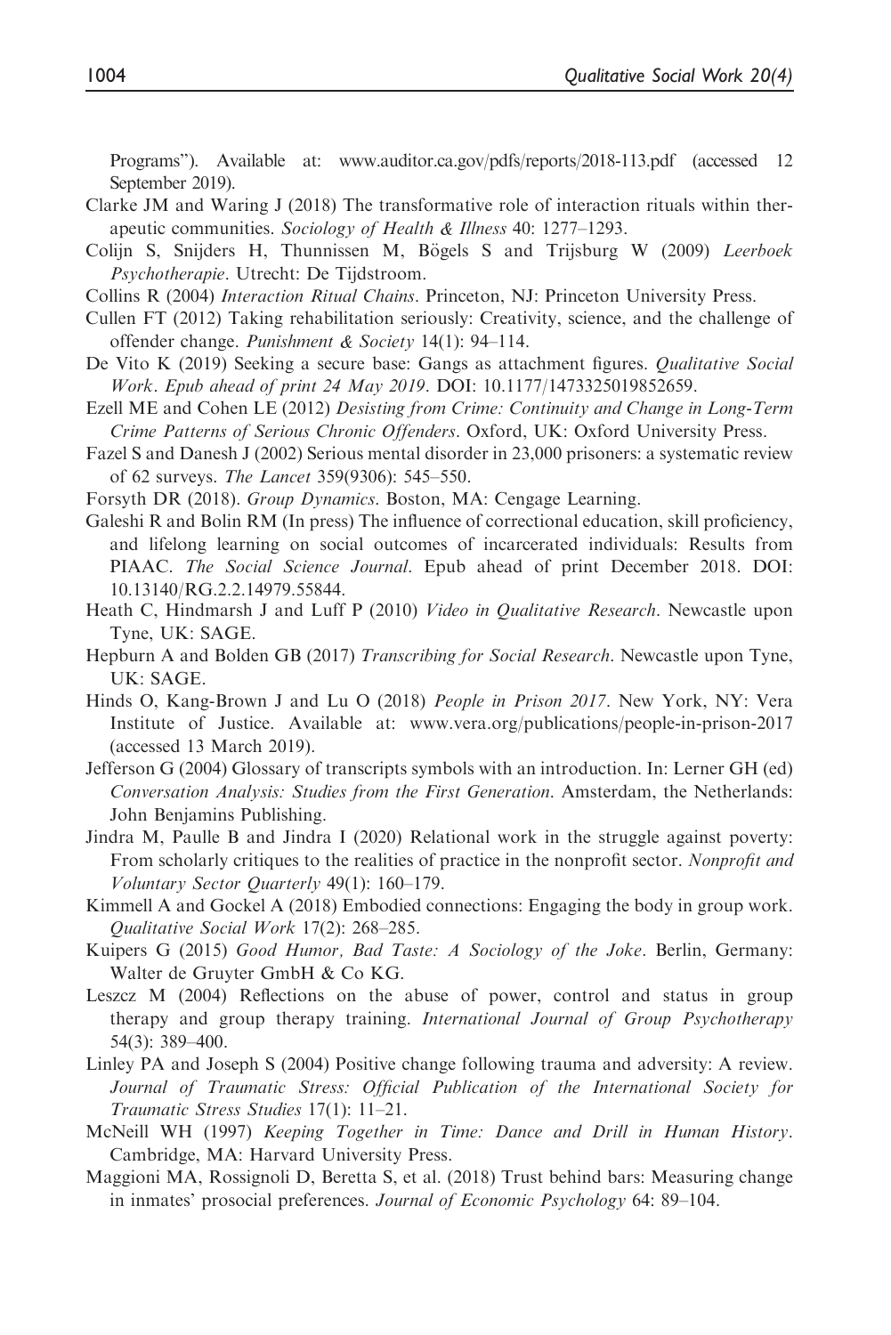Programs"). Available at: www.auditor.ca.gov/pdfs/reports/2018-113.pdf (accessed 12 September 2019).

Clarke JM and Waring J (2018) The transformative role of interaction rituals within therapeutic communities. *Sociology of Health & Illness* 40: 1277–1293.

Colijn S, Snijders H, Thunnissen M, Bögels S and Trijsburg W (2009) *Leerboek Psychotherapie*. Utrecht: De Tijdstroom.

Collins R (2004) *Interaction Ritual Chains*. Princeton, NJ: Princeton University Press.

Cullen FT (2012) Taking rehabilitation seriously: Creativity, science, and the challenge of offender change. *Punishment & Society* 14(1): 94–114.

De Vito K (2019) Seeking a secure base: Gangs as attachment figures. *Qualitative Social Work*. *Epub ahead of print 24 May 2019*. DOI: 10.1177/1473325019852659.

Ezell ME and Cohen LE (2012) *Desisting from Crime: Continuity and Change in Long-Term Crime Patterns of Serious Chronic Offenders*. Oxford, UK: Oxford University Press.

Fazel S and Danesh J (2002) Serious mental disorder in 23,000 prisoners: a systematic review of 62 surveys. *The Lancet* 359(9306): 545–550.

Forsyth DR (2018). *Group Dynamics*. Boston, MA: Cengage Learning.

Galeshi R and Bolin RM (In press) The influence of correctional education, skill proficiency, and lifelong learning on social outcomes of incarcerated individuals: Results from PIAAC. *The Social Science Journal*. Epub ahead of print December 2018. DOI: 10.13140/RG.2.2.14979.55844.

Heath C, Hindmarsh J and Luff P (2010) *Video in Qualitative Research*. Newcastle upon Tyne, UK: SAGE.

Hepburn A and Bolden GB (2017) *Transcribing for Social Research*. Newcastle upon Tyne, UK: SAGE.

Hinds O, Kang-Brown J and Lu O (2018) *People in Prison 2017*. New York, NY: Vera Institute of Justice. Available at: www.vera.org/publications/people-in-prison-2017 (accessed 13 March 2019).

Jefferson G (2004) Glossary of transcripts symbols with an introduction. In: Lerner GH (ed) *Conversation Analysis: Studies from the First Generation*. Amsterdam, the Netherlands: John Benjamins Publishing.

Jindra M, Paulle B and Jindra I (2020) Relational work in the struggle against poverty: From scholarly critiques to the realities of practice in the nonprofit sector. *Nonprofit and Voluntary Sector Quarterly* 49(1): 160–179.

Kimmell A and Gockel A (2018) Embodied connections: Engaging the body in group work. *Qualitative Social Work* 17(2): 268–285.

Kuipers G (2015) *Good Humor, Bad Taste: A Sociology of the Joke*. Berlin, Germany: Walter de Gruyter GmbH & Co KG.

Leszcz M (2004) Reflections on the abuse of power, control and status in group therapy and group therapy training. *International Journal of Group Psychotherapy* 54(3): 389–400.

Linley PA and Joseph S (2004) Positive change following trauma and adversity: A review. *Journal of Traumatic Stress: Official Publication of the International Society for Traumatic Stress Studies* 17(1): 11–21.

McNeill WH (1997) *Keeping Together in Time: Dance and Drill in Human History*. Cambridge, MA: Harvard University Press.

Maggioni MA, Rossignoli D, Beretta S, et al. (2018) Trust behind bars: Measuring change in inmates' prosocial preferences. *Journal of Economic Psychology* 64: 89–104.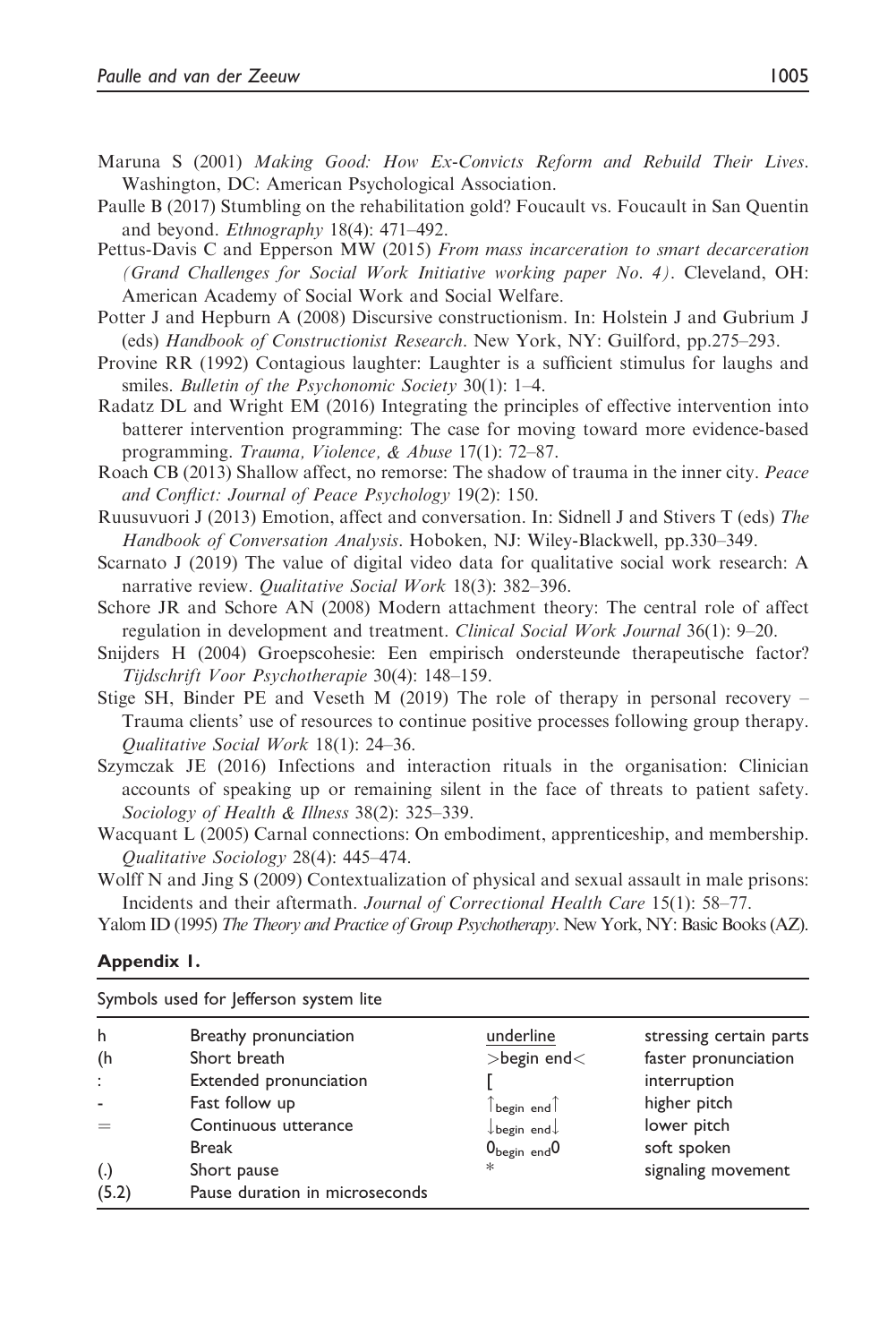Maruna S (2001) *Making Good: How Ex-Convicts Reform and Rebuild Their Lives*. Washington, DC: American Psychological Association.

Paulle B (2017) Stumbling on the rehabilitation gold? Foucault vs. Foucault in San Quentin and beyond. *Ethnography* 18(4): 471–492.

Pettus-Davis C and Epperson MW (2015) *From mass incarceration to smart decarceration (Grand Challenges for Social Work Initiative working paper No. 4)*. Cleveland, OH: American Academy of Social Work and Social Welfare.

Potter J and Hepburn A (2008) Discursive constructionism. In: Holstein J and Gubrium J (eds) *Handbook of Constructionist Research*. New York, NY: Guilford, pp.275–293.

Provine RR (1992) Contagious laughter: Laughter is a sufficient stimulus for laughs and smiles. *Bulletin of the Psychonomic Society* 30(1): 1–4.

Radatz DL and Wright EM (2016) Integrating the principles of effective intervention into batterer intervention programming: The case for moving toward more evidence-based programming. *Trauma, Violence, & Abuse* 17(1): 72–87.

Roach CB (2013) Shallow affect, no remorse: The shadow of trauma in the inner city. *Peace and Conflict: Journal of Peace Psychology* 19(2): 150.

Ruusuvuori J (2013) Emotion, affect and conversation. In: Sidnell J and Stivers T (eds) *The Handbook of Conversation Analysis*. Hoboken, NJ: Wiley-Blackwell, pp.330–349.

Scarnato J (2019) The value of digital video data for qualitative social work research: A narrative review. *Qualitative Social Work* 18(3): 382–396.

Schore JR and Schore AN (2008) Modern attachment theory: The central role of affect regulation in development and treatment. *Clinical Social Work Journal* 36(1): 9–20.

Snijders H (2004) Groepscohesie: Een empirisch ondersteunde therapeutische factor? *Tijdschrift Voor Psychotherapie* 30(4): 148–159.

Stige SH, Binder PE and Veseth M (2019) The role of therapy in personal recovery – Trauma clients' use of resources to continue positive processes following group therapy. *Qualitative Social Work* 18(1): 24–36.

Szymczak JE (2016) Infections and interaction rituals in the organisation: Clinician accounts of speaking up or remaining silent in the face of threats to patient safety. *Sociology of Health & Illness* 38(2): 325–339.

Wacquant L (2005) Carnal connections: On embodiment, apprenticeship, and membership. *Qualitative Sociology* 28(4): 445–474.

Wolff N and Jing S (2009) Contextualization of physical and sexual assault in male prisons: Incidents and their aftermath. *Journal of Correctional Health Care* 15(1): 58–77.

Yalom ID (1995) *The Theory and Practice of Group Psychotherapy*. New York, NY: Basic Books (AZ).

## Appendix 1.

Symbols used for Jefferson system lite

| | | | |
|---|---|---|---|
| h | Breathy pronunciation | <u>underline</u> | stressing certain parts |
| (h | Short breath | >begin end< | faster pronunciation |
| : | Extended pronunciation | [ | interruption |
| - | Fast follow up | ↑begin end↑ | higher pitch |
| = | Continuous utterance | ↓begin end↓ | lower pitch |
| | Break | 0begin end0 | soft spoken |
| (.) | Short pause | * | signaling movement |
| (5.2) | Pause duration in microseconds | | |